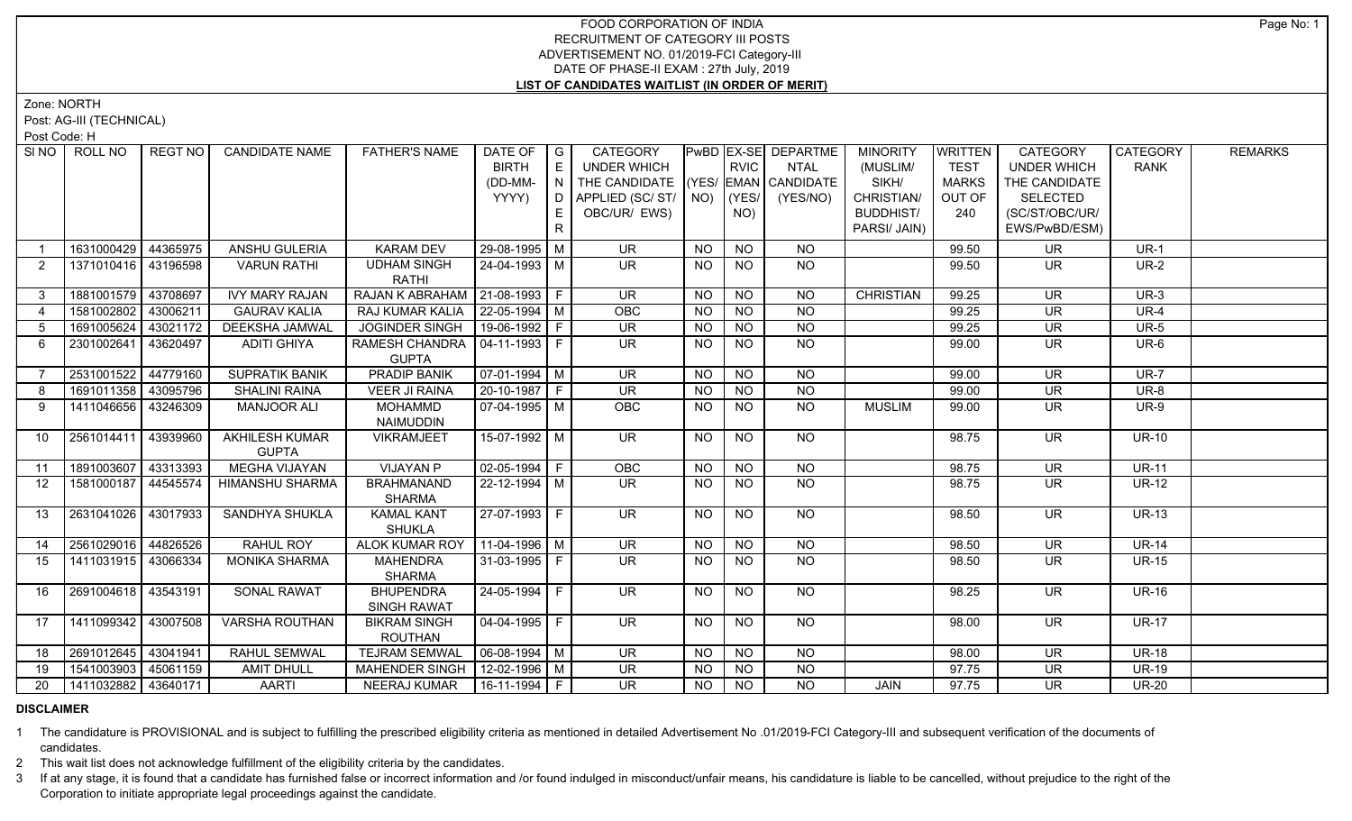# FOOD CORPORATION OF INDIA
## RECRUITMENT OF CATEGORY III POSTS
## ADVERTISEMENT NO. 01/2019-FCI Category-III
## DATE OF PHASE-II EXAM : 27th July, 2019
## LIST OF CANDIDATES WAITLIST (IN ORDER OF MERIT)

Zone: NORTH

Post: AG-III (TECHNICAL)

Post Code: H

| Sl NO | ROLL NO | REGT NO | CANDIDATE NAME | FATHER'S NAME | DATE OF BIRTH (DD-MM-YYYY) | GENDER | CATEGORY UNDER WHICH THE CANDIDATE APPLIED (SC/ ST/ OBC/UR/ EWS) | PwBD (YES/ NO) | EX-SERVICEMAN (YES/ NO) | DEPARTMENTAL CANDIDATE (YES/NO) | MINORITY (MUSLIM/ SIKH/ CHRISTIAN/ BUDDHIST/ PARSI/ JAIN) | WRITTEN TEST MARKS OUT OF 240 | CATEGORY UNDER WHICH THE CANDIDATE SELECTED (SC/ST/OBC/UR/ EWS/PwBD/ESM) | CATEGORY RANK | REMARKS |
|---|---|---|---|---|---|---|---|---|---|---|---|---|---|---|---|
| 1 | 1631000429 | 44365975 | ANSHU GULERIA | KARAM DEV | 29-08-1995 | M | UR | NO | NO | NO | | 99.50 | UR | UR-1 | |
| 2 | 1371010416 | 43196598 | VARUN RATHI | UDHAM SINGH RATHI | 24-04-1993 | M | UR | NO | NO | NO | | 99.50 | UR | UR-2 | |
| 3 | 1881001579 | 43708697 | IVY MARY RAJAN | RAJAN K ABRAHAM | 21-08-1993 | F | UR | NO | NO | NO | CHRISTIAN | 99.25 | UR | UR-3 | |
| 4 | 1581002802 | 43006211 | GAURAV KALIA | RAJ KUMAR KALIA | 22-05-1994 | M | OBC | NO | NO | NO | | 99.25 | UR | UR-4 | |
| 5 | 1691005624 | 43021172 | DEEKSHA JAMWAL | JOGINDER SINGH | 19-06-1992 | F | UR | NO | NO | NO | | 99.25 | UR | UR-5 | |
| 6 | 2301002641 | 43620497 | ADITI GHIYA | RAMESH CHANDRA GUPTA | 04-11-1993 | F | UR | NO | NO | NO | | 99.00 | UR | UR-6 | |
| 7 | 2531001522 | 44779160 | SUPRATIK BANIK | PRADIP BANIK | 07-01-1994 | M | UR | NO | NO | NO | | 99.00 | UR | UR-7 | |
| 8 | 1691011358 | 43095796 | SHALINI RAINA | VEER JI RAINA | 20-10-1987 | F | UR | NO | NO | NO | | 99.00 | UR | UR-8 | |
| 9 | 1411046656 | 43246309 | MANJOOR ALI | MOHAMMD NAIMUDDIN | 07-04-1995 | M | OBC | NO | NO | NO | MUSLIM | 99.00 | UR | UR-9 | |
| 10 | 2561014411 | 43939960 | AKHILESH KUMAR GUPTA | VIKRAMJEET | 15-07-1992 | M | UR | NO | NO | NO | | 98.75 | UR | UR-10 | |
| 11 | 1891003607 | 43313393 | MEGHA VIJAYAN | VIJAYAN P | 02-05-1994 | F | OBC | NO | NO | NO | | 98.75 | UR | UR-11 | |
| 12 | 1581000187 | 44545574 | HIMANSHU SHARMA | BRAHMANAND SHARMA | 22-12-1994 | M | UR | NO | NO | NO | | 98.75 | UR | UR-12 | |
| 13 | 2631041026 | 43017933 | SANDHYA SHUKLA | KAMAL KANT SHUKLA | 27-07-1993 | F | UR | NO | NO | NO | | 98.50 | UR | UR-13 | |
| 14 | 2561029016 | 44826526 | RAHUL ROY | ALOK KUMAR ROY | 11-04-1996 | M | UR | NO | NO | NO | | 98.50 | UR | UR-14 | |
| 15 | 1411031915 | 43066334 | MONIKA SHARMA | MAHENDRA SHARMA | 31-03-1995 | F | UR | NO | NO | NO | | 98.50 | UR | UR-15 | |
| 16 | 2691004618 | 43543191 | SONAL RAWAT | BHUPENDRA SINGH RAWAT | 24-05-1994 | F | UR | NO | NO | NO | | 98.25 | UR | UR-16 | |
| 17 | 1411099342 | 43007508 | VARSHA ROUTHAN | BIKRAM SINGH ROUTHAN | 04-04-1995 | F | UR | NO | NO | NO | | 98.00 | UR | UR-17 | |
| 18 | 2691012645 | 43041941 | RAHUL SEMWAL | TEJRAM SEMWAL | 06-08-1994 | M | UR | NO | NO | NO | | 98.00 | UR | UR-18 | |
| 19 | 1541003903 | 45061159 | AMIT DHULL | MAHENDER SINGH | 12-02-1996 | M | UR | NO | NO | NO | | 97.75 | UR | UR-19 | |
| 20 | 1411032882 | 43640171 | AARTI | NEERAJ KUMAR | 16-11-1994 | F | UR | NO | NO | NO | JAIN | 97.75 | UR | UR-20 | |

**DISCLAIMER**

1 The candidature is PROVISIONAL and is subject to fulfilling the prescribed eligibility criteria as mentioned in detailed Advertisement No .01/2019-FCI Category-III and subsequent verification of the documents of candidates.

2 This wait list does not acknowledge fulfillment of the eligibility criteria by the candidates.

3 If at any stage, it is found that a candidate has furnished false or incorrect information and /or found indulged in misconduct/unfair means, his candidature is liable to be cancelled, without prejudice to the right of the Corporation to initiate appropriate legal proceedings against the candidate.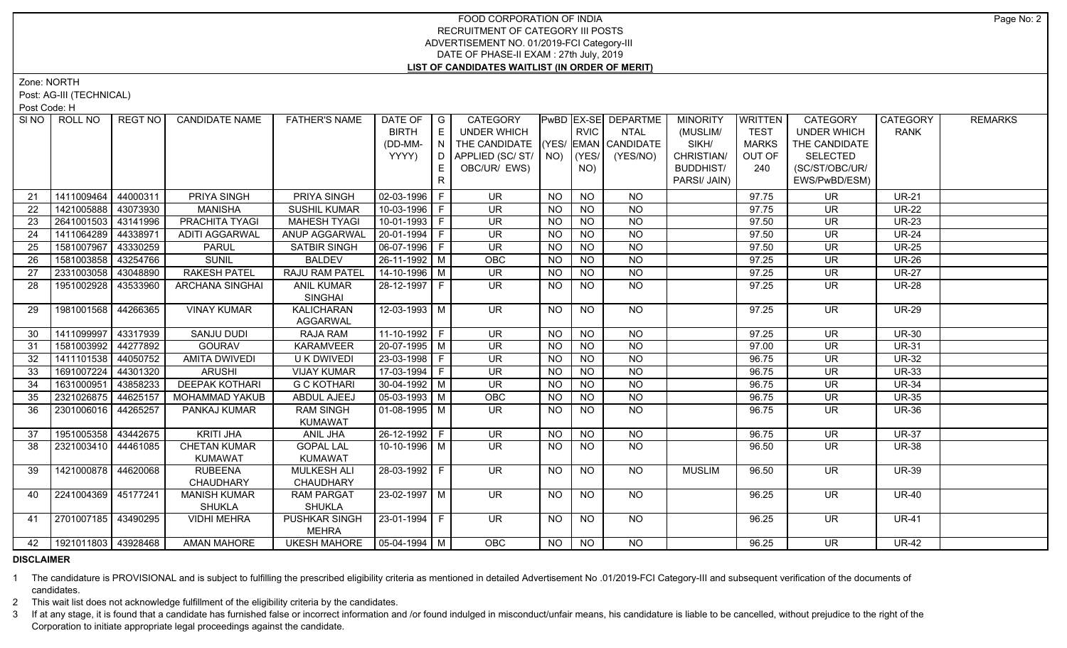# FOOD CORPORATION OF INDIA
## RECRUITMENT OF CATEGORY III POSTS
## ADVERTISEMENT NO. 01/2019-FCI Category-III
## DATE OF PHASE-II EXAM : 27th July, 2019
## LIST OF CANDIDATES WAITLIST (IN ORDER OF MERIT)

Zone: NORTH

Post: AG-III (TECHNICAL)

Post Code: H

| SI NO | ROLL NO | REGT NO | CANDIDATE NAME | FATHER'S NAME | DATE OF BIRTH (DD-MM-YYYY) | GENDER | CATEGORY UNDER WHICH THE CANDIDATE APPLIED (SC/ ST/ OBC/UR/ EWS) | PwBD (YES/ NO) | EX-SERVICEMAN (YES/ NO) | DEPARTMENTAL CANDIDATE (YES/NO) | MINORITY (MUSLIM/ SIKH/ CHRISTIAN/ BUDDHIST/ PARSI/ JAIN) | WRITTEN TEST MARKS OUT OF 240 | CATEGORY UNDER WHICH THE CANDIDATE SELECTED (SC/ST/OBC/UR/ EWS/PwBD/ESM) | CATEGORY RANK | REMARKS |
|---|---|---|---|---|---|---|---|---|---|---|---|---|---|---|---|
| 21 | 1411009464 | 44000311 | PRIYA SINGH | PRIYA SINGH | 02-03-1996 | F | UR | NO | NO | NO | | 97.75 | UR | UR-21 | |
| 22 | 1421005888 | 43073930 | MANISHA | SUSHIL KUMAR | 10-03-1996 | F | UR | NO | NO | NO | | 97.75 | UR | UR-22 | |
| 23 | 2641001503 | 43141996 | PRACHITA TYAGI | MAHESH TYAGI | 10-01-1993 | F | UR | NO | NO | NO | | 97.50 | UR | UR-23 | |
| 24 | 1411064289 | 44338971 | ADITI AGGARWAL | ANUP AGGARWAL | 20-01-1994 | F | UR | NO | NO | NO | | 97.50 | UR | UR-24 | |
| 25 | 1581007967 | 43330259 | PARUL | SATBIR SINGH | 06-07-1996 | F | UR | NO | NO | NO | | 97.50 | UR | UR-25 | |
| 26 | 1581003858 | 43254766 | SUNIL | BALDEV | 26-11-1992 | M | OBC | NO | NO | NO | | 97.25 | UR | UR-26 | |
| 27 | 2331003058 | 43048890 | RAKESH PATEL | RAJU RAM PATEL | 14-10-1996 | M | UR | NO | NO | NO | | 97.25 | UR | UR-27 | |
| 28 | 1951002928 | 43533960 | ARCHANA SINGHAI | ANIL KUMAR SINGHAI | 28-12-1997 | F | UR | NO | NO | NO | | 97.25 | UR | UR-28 | |
| 29 | 1981001568 | 44266365 | VINAY KUMAR | KALICHARAN AGGARWAL | 12-03-1993 | M | UR | NO | NO | NO | | 97.25 | UR | UR-29 | |
| 30 | 1411099997 | 43317939 | SANJU DUDI | RAJA RAM | 11-10-1992 | F | UR | NO | NO | NO | | 97.25 | UR | UR-30 | |
| 31 | 1581003992 | 44277892 | GOURAV | KARAMVEER | 20-07-1995 | M | UR | NO | NO | NO | | 97.00 | UR | UR-31 | |
| 32 | 1411101538 | 44050752 | AMITA DWIVEDI | U K DWIVEDI | 23-03-1998 | F | UR | NO | NO | NO | | 96.75 | UR | UR-32 | |
| 33 | 1691007224 | 44301320 | ARUSHI | VIJAY KUMAR | 17-03-1994 | F | UR | NO | NO | NO | | 96.75 | UR | UR-33 | |
| 34 | 1631000951 | 43858233 | DEEPAK KOTHARI | G C KOTHARI | 30-04-1992 | M | UR | NO | NO | NO | | 96.75 | UR | UR-34 | |
| 35 | 2321026875 | 44625157 | MOHAMMAD YAKUB | ABDUL AJEEJ | 05-03-1993 | M | OBC | NO | NO | NO | | 96.75 | UR | UR-35 | |
| 36 | 2301006016 | 44265257 | PANKAJ KUMAR | RAM SINGH KUMAWAT | 01-08-1995 | M | UR | NO | NO | NO | | 96.75 | UR | UR-36 | |
| 37 | 1951005358 | 43442675 | KRITI JHA | ANIL JHA | 26-12-1992 | F | UR | NO | NO | NO | | 96.75 | UR | UR-37 | |
| 38 | 2321003410 | 44461085 | CHETAN KUMAR KUMAWAT | GOPAL LAL KUMAWAT | 10-10-1996 | M | UR | NO | NO | NO | | 96.50 | UR | UR-38 | |
| 39 | 1421000878 | 44620068 | RUBEENA CHAUDHARY | MULKESH ALI CHAUDHARY | 28-03-1992 | F | UR | NO | NO | NO | MUSLIM | 96.50 | UR | UR-39 | |
| 40 | 2241004369 | 45177241 | MANISH KUMAR SHUKLA | RAM PARGAT SHUKLA | 23-02-1997 | M | UR | NO | NO | NO | | 96.25 | UR | UR-40 | |
| 41 | 2701007185 | 43490295 | VIDHI MEHRA | PUSHKAR SINGH MEHRA | 23-01-1994 | F | UR | NO | NO | NO | | 96.25 | UR | UR-41 | |
| 42 | 1921011803 | 43928468 | AMAN MAHORE | UKESH MAHORE | 05-04-1994 | M | OBC | NO | NO | NO | | 96.25 | UR | UR-42 | |

**DISCLAIMER**

1 The candidature is PROVISIONAL and is subject to fulfilling the prescribed eligibility criteria as mentioned in detailed Advertisement No .01/2019-FCI Category-III and subsequent verification of the documents of candidates.

2 This wait list does not acknowledge fulfillment of the eligibility criteria by the candidates.

3 If at any stage, it is found that a candidate has furnished false or incorrect information and /or found indulged in misconduct/unfair means, his candidature is liable to be cancelled, without prejudice to the right of the Corporation to initiate appropriate legal proceedings against the candidate.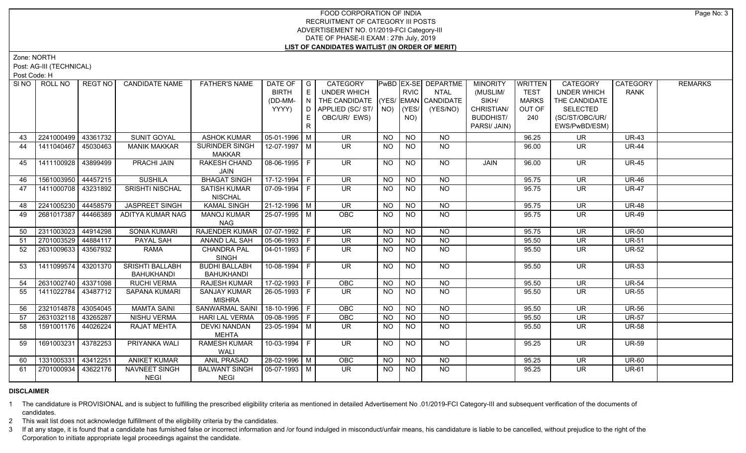FOOD CORPORATION OF INDIA
RECRUITMENT OF CATEGORY III POSTS
ADVERTISEMENT NO. 01/2019-FCI Category-III
DATE OF PHASE-II EXAM : 27th July, 2019
**LIST OF CANDIDATES WAITLIST (IN ORDER OF MERIT)**

Zone: NORTH
Post: AG-III (TECHNICAL)
Post Code: H

| SI NO | ROLL NO | REGT NO | CANDIDATE NAME | FATHER'S NAME | DATE OF BIRTH (DD-MM-YYYY) | GENDER | CATEGORY UNDER WHICH THE CANDIDATE APPLIED (SC/ ST/ OBC/UR/ EWS) | PwBD (YES/ NO) | EX-SERVICEMAN (YES/ NO) | DEPARTMENTAL CANDIDATE (YES/NO) | MINORITY (MUSLIM/ SIKH/ CHRISTIAN/ BUDDHIST/ PARSI/ JAIN) | WRITTEN TEST MARKS OUT OF 240 | CATEGORY UNDER WHICH THE CANDIDATE SELECTED (SC/ST/OBC/UR/ EWS/PwBD/ESM) | CATEGORY RANK | REMARKS |
|---|---|---|---|---|---|---|---|---|---|---|---|---|---|---|---|
| 43 | 2241000499 | 43361732 | SUNIT GOYAL | ASHOK KUMAR | 05-01-1996 | M | UR | NO | NO | NO | | 96.25 | UR | UR-43 | |
| 44 | 1411040467 | 45030463 | MANIK MAKKAR | SURINDER SINGH MAKKAR | 12-07-1997 | M | UR | NO | NO | NO | | 96.00 | UR | UR-44 | |
| 45 | 1411100928 | 43899499 | PRACHI JAIN | RAKESH CHAND JAIN | 08-06-1995 | F | UR | NO | NO | NO | JAIN | 96.00 | UR | UR-45 | |
| 46 | 1561003950 | 44457215 | SUSHILA | BHAGAT SINGH | 17-12-1994 | F | UR | NO | NO | NO | | 95.75 | UR | UR-46 | |
| 47 | 1411000708 | 43231892 | SRISHTI NISCHAL | SATISH KUMAR NISCHAL | 07-09-1994 | F | UR | NO | NO | NO | | 95.75 | UR | UR-47 | |
| 48 | 2241005230 | 44458579 | JASPREET SINGH | KAMAL SINGH | 21-12-1996 | M | UR | NO | NO | NO | | 95.75 | UR | UR-48 | |
| 49 | 2681017387 | 44466389 | ADITYA KUMAR NAG | MANOJ KUMAR NAG | 25-07-1995 | M | OBC | NO | NO | NO | | 95.75 | UR | UR-49 | |
| 50 | 2311003023 | 44914298 | SONIA KUMARI | RAJENDER KUMAR | 07-07-1992 | F | UR | NO | NO | NO | | 95.75 | UR | UR-50 | |
| 51 | 2701003529 | 44884117 | PAYAL SAH | ANAND LAL SAH | 05-06-1993 | F | UR | NO | NO | NO | | 95.50 | UR | UR-51 | |
| 52 | 2631009633 | 43567932 | RAMA | CHANDRA PAL SINGH | 04-01-1993 | F | UR | NO | NO | NO | | 95.50 | UR | UR-52 | |
| 53 | 1411099574 | 43201370 | SRISHTI BALLABH BAHUKHANDI | BUDHI BALLABH BAHUKHANDI | 10-08-1994 | F | UR | NO | NO | NO | | 95.50 | UR | UR-53 | |
| 54 | 2631002740 | 43371098 | RUCHI VERMA | RAJESH KUMAR | 17-02-1993 | F | OBC | NO | NO | NO | | 95.50 | UR | UR-54 | |
| 55 | 1411022784 | 43487712 | SAPANA KUMARI | SANJAY KUMAR MISHRA | 26-05-1993 | F | UR | NO | NO | NO | | 95.50 | UR | UR-55 | |
| 56 | 2321014878 | 43054045 | MAMTA SAINI | SANWARMAL SAINI | 18-10-1996 | F | OBC | NO | NO | NO | | 95.50 | UR | UR-56 | |
| 57 | 2631032118 | 43265287 | NISHU VERMA | HARI LAL VERMA | 09-08-1995 | F | OBC | NO | NO | NO | | 95.50 | UR | UR-57 | |
| 58 | 1591001176 | 44026224 | RAJAT MEHTA | DEVKI NANDAN MEHTA | 23-05-1994 | M | UR | NO | NO | NO | | 95.50 | UR | UR-58 | |
| 59 | 1691003231 | 43782253 | PRIYANKA WALI | RAMESH KUMAR WALI | 10-03-1994 | F | UR | NO | NO | NO | | 95.25 | UR | UR-59 | |
| 60 | 1331005331 | 43412251 | ANIKET KUMAR | ANIL PRASAD | 28-02-1996 | M | OBC | NO | NO | NO | | 95.25 | UR | UR-60 | |
| 61 | 2701000934 | 43622176 | NAVNEET SINGH NEGI | BALWANT SINGH NEGI | 05-07-1993 | M | UR | NO | NO | NO | | 95.25 | UR | UR-61 | |

**DISCLAIMER**

1 The candidature is PROVISIONAL and is subject to fulfilling the prescribed eligibility criteria as mentioned in detailed Advertisement No .01/2019-FCI Category-III and subsequent verification of the documents of candidates.

2 This wait list does not acknowledge fulfillment of the eligibility criteria by the candidates.

3 If at any stage, it is found that a candidate has furnished false or incorrect information and /or found indulged in misconduct/unfair means, his candidature is liable to be cancelled, without prejudice to the right of the Corporation to initiate appropriate legal proceedings against the candidate.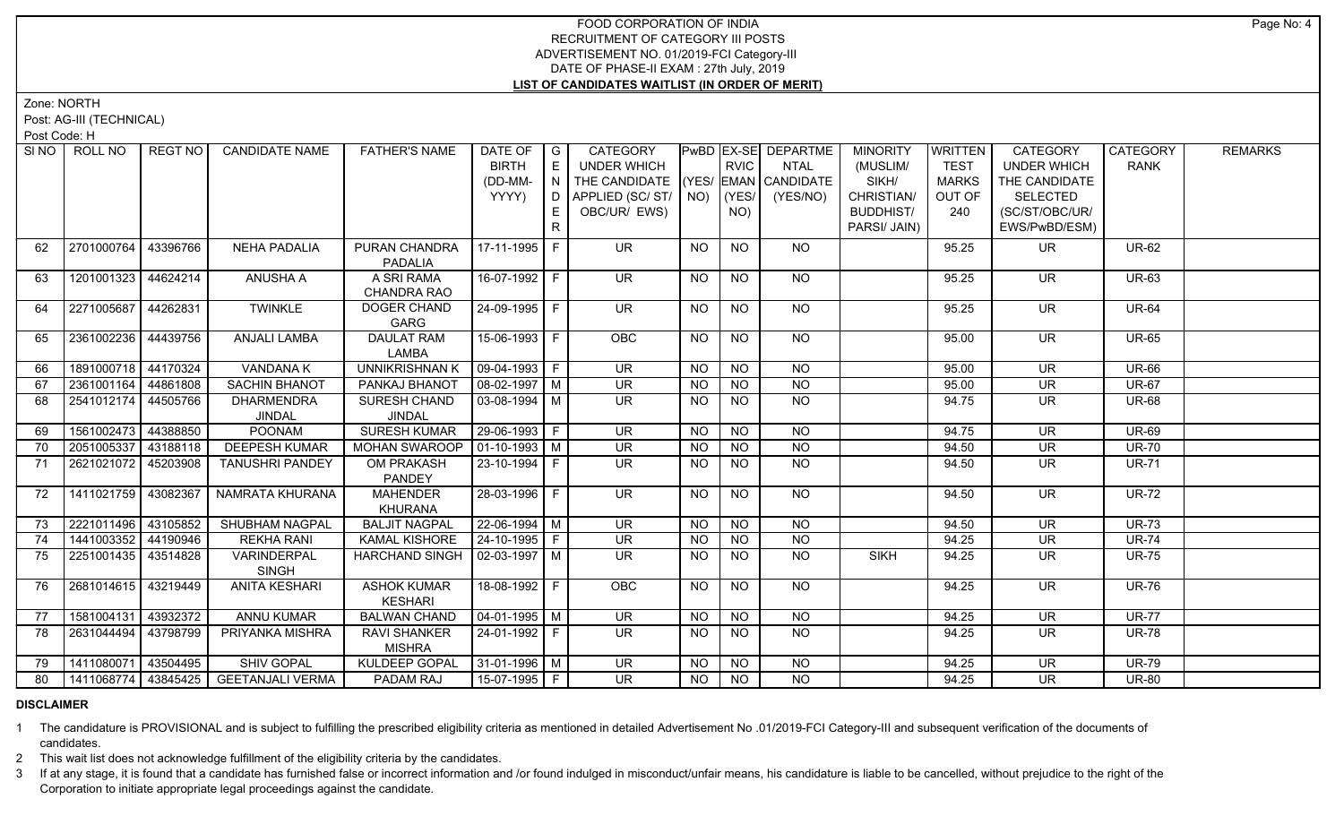# FOOD CORPORATION OF INDIA
## RECRUITMENT OF CATEGORY III POSTS
## ADVERTISEMENT NO. 01/2019-FCI Category-III
## DATE OF PHASE-II EXAM : 27th July, 2019
## LIST OF CANDIDATES WAITLIST (IN ORDER OF MERIT)

Zone: NORTH

Post: AG-III (TECHNICAL)

Post Code: H

| SI NO | ROLL NO | REGT NO | CANDIDATE NAME | FATHER'S NAME | DATE OF BIRTH (DD-MM-YYYY) | GENDER | CATEGORY UNDER WHICH THE CANDIDATE APPLIED (SC/ ST/ OBC/UR/ EWS) | PwBD (YES/ NO) | EX-SERVICEMAN (YES/ NO) | DEPARTMENTAL CANDIDATE (YES/NO) | MINORITY (MUSLIM/ SIKH/ CHRISTIAN/ BUDDHIST/ PARSI/ JAIN) | WRITTEN TEST MARKS OUT OF 240 | CATEGORY UNDER WHICH THE CANDIDATE SELECTED (SC/ST/OBC/UR/ EWS/PwBD/ESM) | CATEGORY RANK | REMARKS |
|---|---|---|---|---|---|---|---|---|---|---|---|---|---|---|---|
| 62 | 2701000764 | 43396766 | NEHA PADALIA | PURAN CHANDRA PADALIA | 17-11-1995 | F | UR | NO | NO | NO | | 95.25 | UR | UR-62 | |
| 63 | 1201001323 | 44624214 | ANUSHA A | A SRI RAMA CHANDRA RAO | 16-07-1992 | F | UR | NO | NO | NO | | 95.25 | UR | UR-63 | |
| 64 | 2271005687 | 44262831 | TWINKLE | DOGER CHAND GARG | 24-09-1995 | F | UR | NO | NO | NO | | 95.25 | UR | UR-64 | |
| 65 | 2361002236 | 44439756 | ANJALI LAMBA | DAULAT RAM LAMBA | 15-06-1993 | F | OBC | NO | NO | NO | | 95.00 | UR | UR-65 | |
| 66 | 1891000718 | 44170324 | VANDANA K | UNNIKRISHNAN K | 09-04-1993 | F | UR | NO | NO | NO | | 95.00 | UR | UR-66 | |
| 67 | 2361001164 | 44861808 | SACHIN BHANOT | PANKAJ BHANOT | 08-02-1997 | M | UR | NO | NO | NO | | 95.00 | UR | UR-67 | |
| 68 | 2541012174 | 44505766 | DHARMENDRA JINDAL | SURESH CHAND JINDAL | 03-08-1994 | M | UR | NO | NO | NO | | 94.75 | UR | UR-68 | |
| 69 | 1561002473 | 44388850 | POONAM | SURESH KUMAR | 29-06-1993 | F | UR | NO | NO | NO | | 94.75 | UR | UR-69 | |
| 70 | 2051005337 | 43188118 | DEEPESH KUMAR | MOHAN SWAROOP | 01-10-1993 | M | UR | NO | NO | NO | | 94.50 | UR | UR-70 | |
| 71 | 2621021072 | 45203908 | TANUSHRI PANDEY | OM PRAKASH PANDEY | 23-10-1994 | F | UR | NO | NO | NO | | 94.50 | UR | UR-71 | |
| 72 | 1411021759 | 43082367 | NAMRATA KHURANA | MAHENDER KHURANA | 28-03-1996 | F | UR | NO | NO | NO | | 94.50 | UR | UR-72 | |
| 73 | 2221011496 | 43105852 | SHUBHAM NAGPAL | BALJIT NAGPAL | 22-06-1994 | M | UR | NO | NO | NO | | 94.50 | UR | UR-73 | |
| 74 | 1441003352 | 44190946 | REKHA RANI | KAMAL KISHORE | 24-10-1995 | F | UR | NO | NO | NO | | 94.25 | UR | UR-74 | |
| 75 | 2251001435 | 43514828 | VARINDERPAL SINGH | HARCHAND SINGH | 02-03-1997 | M | UR | NO | NO | NO | SIKH | 94.25 | UR | UR-75 | |
| 76 | 2681014615 | 43219449 | ANITA KESHARI | ASHOK KUMAR KESHARI | 18-08-1992 | F | OBC | NO | NO | NO | | 94.25 | UR | UR-76 | |
| 77 | 1581004131 | 43932372 | ANNU KUMAR | BALWAN CHAND | 04-01-1995 | M | UR | NO | NO | NO | | 94.25 | UR | UR-77 | |
| 78 | 2631044494 | 43798799 | PRIYANKA MISHRA | RAVI SHANKER MISHRA | 24-01-1992 | F | UR | NO | NO | NO | | 94.25 | UR | UR-78 | |
| 79 | 1411080071 | 43504495 | SHIV GOPAL | KULDEEP GOPAL | 31-01-1996 | M | UR | NO | NO | NO | | 94.25 | UR | UR-79 | |
| 80 | 1411068774 | 43845425 | GEETANJALI VERMA | PADAM RAJ | 15-07-1995 | F | UR | NO | NO | NO | | 94.25 | UR | UR-80 | |

**DISCLAIMER**

1 The candidature is PROVISIONAL and is subject to fulfilling the prescribed eligibility criteria as mentioned in detailed Advertisement No .01/2019-FCI Category-III and subsequent verification of the documents of candidates.

2 This wait list does not acknowledge fulfillment of the eligibility criteria by the candidates.

3 If at any stage, it is found that a candidate has furnished false or incorrect information and /or found indulged in misconduct/unfair means, his candidature is liable to be cancelled, without prejudice to the right of the Corporation to initiate appropriate legal proceedings against the candidate.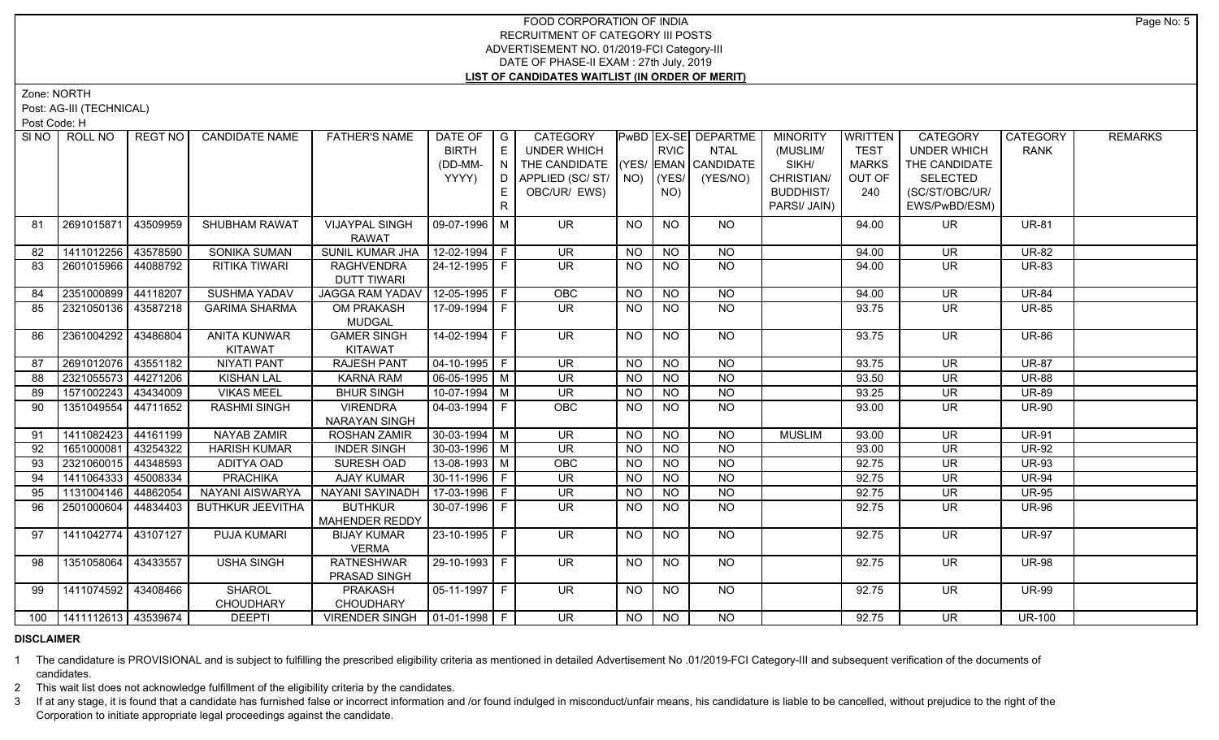# FOOD CORPORATION OF INDIA
## RECRUITMENT OF CATEGORY III POSTS
### ADVERTISEMENT NO. 01/2019-FCI Category-III
### DATE OF PHASE-II EXAM : 27th July, 2019
### LIST OF CANDIDATES WAITLIST (IN ORDER OF MERIT)

Zone: NORTH

Post: AG-III (TECHNICAL)

Post Code: H

| SI NO | ROLL NO | REGT NO | CANDIDATE NAME | FATHER'S NAME | DATE OF BIRTH (DD-MM-YYYY) | GENDER | CATEGORY UNDER WHICH THE CANDIDATE APPLIED (SC/ ST/ OBC/UR/ EWS) | PwBD (YES/ NO) | EX-SERVICEMAN (YES/ NO) | DEPARTMENTAL CANDIDATE (YES/NO) | MINORITY (MUSLIM/ SIKH/ CHRISTIAN/ BUDDHIST/ PARSI/ JAIN) | WRITTEN TEST MARKS OUT OF 240 | CATEGORY UNDER WHICH THE CANDIDATE SELECTED (SC/ST/OBC/UR/ EWS/PwBD/ESM) | CATEGORY RANK | REMARKS |
|---|---|---|---|---|---|---|---|---|---|---|---|---|---|---|---|
| 81 | 2691015871 | 43509959 | SHUBHAM RAWAT | VIJAYPAL SINGH RAWAT | 09-07-1996 | M | UR | NO | NO | NO | | 94.00 | UR | UR-81 | |
| 82 | 1411012256 | 43578590 | SONIKA SUMAN | SUNIL KUMAR JHA | 12-02-1994 | F | UR | NO | NO | NO | | 94.00 | UR | UR-82 | |
| 83 | 2601015966 | 44088792 | RITIKA TIWARI | RAGHVENDRA DUTT TIWARI | 24-12-1995 | F | UR | NO | NO | NO | | 94.00 | UR | UR-83 | |
| 84 | 2351000899 | 44118207 | SUSHMA YADAV | JAGGA RAM YADAV | 12-05-1995 | F | OBC | NO | NO | NO | | 94.00 | UR | UR-84 | |
| 85 | 2321050136 | 43587218 | GARIMA SHARMA | OM PRAKASH MUDGAL | 17-09-1994 | F | UR | NO | NO | NO | | 93.75 | UR | UR-85 | |
| 86 | 2361004292 | 43486804 | ANITA KUNWAR KITAWAT | GAMER SINGH KITAWAT | 14-02-1994 | F | UR | NO | NO | NO | | 93.75 | UR | UR-86 | |
| 87 | 2691012076 | 43551182 | NIYATI PANT | RAJESH PANT | 04-10-1995 | F | UR | NO | NO | NO | | 93.75 | UR | UR-87 | |
| 88 | 2321055573 | 44271206 | KISHAN LAL | KARNA RAM | 06-05-1995 | M | UR | NO | NO | NO | | 93.50 | UR | UR-88 | |
| 89 | 1571002243 | 43434009 | VIKAS MEEL | BHUR SINGH | 10-07-1994 | M | UR | NO | NO | NO | | 93.25 | UR | UR-89 | |
| 90 | 1351049554 | 44711652 | RASHMI SINGH | VIRENDRA NARAYAN SINGH | 04-03-1994 | F | OBC | NO | NO | NO | | 93.00 | UR | UR-90 | |
| 91 | 1411082423 | 44161199 | NAYAB ZAMIR | ROSHAN ZAMIR | 30-03-1994 | M | UR | NO | NO | NO | MUSLIM | 93.00 | UR | UR-91 | |
| 92 | 1651000081 | 43254322 | HARISH KUMAR | INDER SINGH | 30-03-1996 | M | UR | NO | NO | NO | | 93.00 | UR | UR-92 | |
| 93 | 2321060015 | 44348593 | ADITYA OAD | SURESH OAD | 13-08-1993 | M | OBC | NO | NO | NO | | 92.75 | UR | UR-93 | |
| 94 | 1411064333 | 45008334 | PRACHIKA | AJAY KUMAR | 30-11-1996 | F | UR | NO | NO | NO | | 92.75 | UR | UR-94 | |
| 95 | 1131004146 | 44862054 | NAYANI AISWARYA | NAYANI SAYINADH | 17-03-1996 | F | UR | NO | NO | NO | | 92.75 | UR | UR-95 | |
| 96 | 2501000604 | 44834403 | BUTHKUR JEEVITHA | BUTHKUR MAHENDER REDDY | 30-07-1996 | F | UR | NO | NO | NO | | 92.75 | UR | UR-96 | |
| 97 | 1411042774 | 43107127 | PUJA KUMARI | BIJAY KUMAR VERMA | 23-10-1995 | F | UR | NO | NO | NO | | 92.75 | UR | UR-97 | |
| 98 | 1351058064 | 43433557 | USHA SINGH | RATNESHWAR PRASAD SINGH | 29-10-1993 | F | UR | NO | NO | NO | | 92.75 | UR | UR-98 | |
| 99 | 1411074592 | 43408466 | SHAROL CHOUDHARY | PRAKASH CHOUDHARY | 05-11-1997 | F | UR | NO | NO | NO | | 92.75 | UR | UR-99 | |
| 100 | 1411112613 | 43539674 | DEEPTI | VIRENDER SINGH | 01-01-1998 | F | UR | NO | NO | NO | | 92.75 | UR | UR-100 | |

**DISCLAIMER**

1 The candidature is PROVISIONAL and is subject to fulfilling the prescribed eligibility criteria as mentioned in detailed Advertisement No .01/2019-FCI Category-III and subsequent verification of the documents of candidates.

2 This wait list does not acknowledge fulfillment of the eligibility criteria by the candidates.

3 If at any stage, it is found that a candidate has furnished false or incorrect information and /or found indulged in misconduct/unfair means, his candidature is liable to be cancelled, without prejudice to the right of the Corporation to initiate appropriate legal proceedings against the candidate.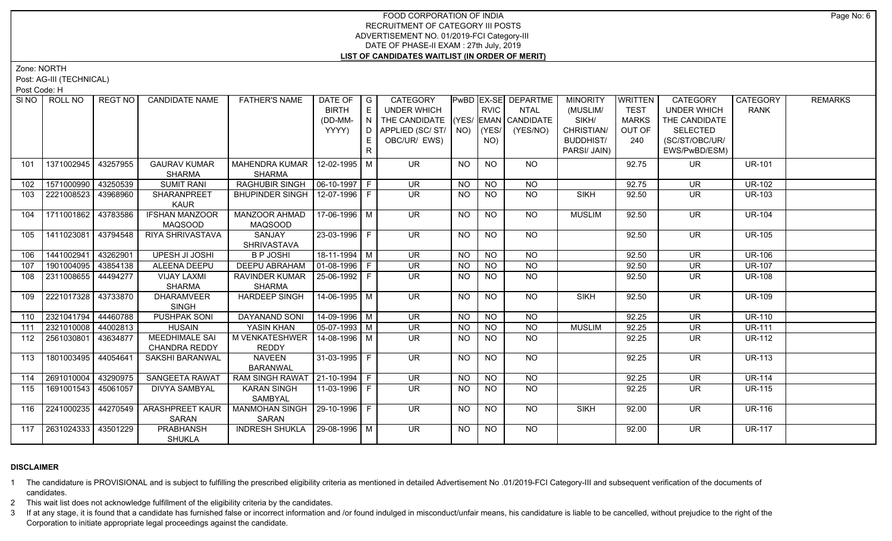# FOOD CORPORATION OF INDIA
## RECRUITMENT OF CATEGORY III POSTS
## ADVERTISEMENT NO. 01/2019-FCI Category-III
## DATE OF PHASE-II EXAM : 27th July, 2019
## LIST OF CANDIDATES WAITLIST (IN ORDER OF MERIT)

Zone: NORTH

Post: AG-III (TECHNICAL)

Post Code: H

| Sl NO | ROLL NO | REGT NO | CANDIDATE NAME | FATHER'S NAME | DATE OF BIRTH (DD-MM-YYYY) | GENDER | CATEGORY UNDER WHICH THE CANDIDATE APPLIED (SC/ ST/ OBC/UR/ EWS) | PwBD (YES/ NO) | EX-SERVICEMAN (YES/ NO) | RVIC | DEPARTMENTAL CANDIDATE (YES/NO) | MINORITY (MUSLIM/ SIKH/ CHRISTIAN/ BUDDHIST/ PARSI/ JAIN) | WRITTEN TEST MARKS OUT OF 240 | CATEGORY UNDER WHICH THE CANDIDATE SELECTED (SC/ST/OBC/UR/ EWS/PwBD/ESM) | CATEGORY RANK | REMARKS |
|---|---|---|---|---|---|---|---|---|---|---|---|---|---|---|---|
| 101 | 1371002945 | 43257955 | GAURAV KUMAR SHARMA | MAHENDRA KUMAR SHARMA | 12-02-1995 | M | UR | NO | NO | NO | | 92.75 | UR | UR-101 | |
| 102 | 1571000990 | 43250539 | SUMIT RANI | RAGHUBIR SINGH | 06-10-1997 | F | UR | NO | NO | NO | | 92.75 | UR | UR-102 | |
| 103 | 2221008523 | 43968960 | SHARANPREET KAUR | BHUPINDER SINGH | 12-07-1996 | F | UR | NO | NO | NO | SIKH | 92.50 | UR | UR-103 | |
| 104 | 1711001862 | 43783586 | IFSHAN MANZOOR MAQSOOD | MANZOOR AHMAD MAQSOOD | 17-06-1996 | M | UR | NO | NO | NO | MUSLIM | 92.50 | UR | UR-104 | |
| 105 | 1411023081 | 43794548 | RIYA SHRIVASTAVA | SANJAY SHRIVASTAVA | 23-03-1996 | F | UR | NO | NO | NO | | 92.50 | UR | UR-105 | |
| 106 | 1441002941 | 43262901 | UPESH JI JOSHI | B P JOSHI | 18-11-1994 | M | UR | NO | NO | NO | | 92.50 | UR | UR-106 | |
| 107 | 1901004095 | 43854138 | ALEENA DEEPU | DEEPU ABRAHAM | 01-08-1996 | F | UR | NO | NO | NO | | 92.50 | UR | UR-107 | |
| 108 | 2311008655 | 44494277 | VIJAY LAXMI SHARMA | RAVINDER KUMAR SHARMA | 25-06-1992 | F | UR | NO | NO | NO | | 92.50 | UR | UR-108 | |
| 109 | 2221017328 | 43733870 | DHARAMVEER SINGH | HARDEEP SINGH | 14-06-1995 | M | UR | NO | NO | NO | SIKH | 92.50 | UR | UR-109 | |
| 110 | 2321041794 | 44460788 | PUSHPAK SONI | DAYANAND SONI | 14-09-1996 | M | UR | NO | NO | NO | | 92.25 | UR | UR-110 | |
| 111 | 2321010008 | 44002813 | HUSAIN | YASIN KHAN | 05-07-1993 | M | UR | NO | NO | NO | MUSLIM | 92.25 | UR | UR-111 | |
| 112 | 2561030801 | 43634877 | MEEDHIMALE SAI CHANDRA REDDY | M VENKATESHWER REDDY | 14-08-1996 | M | UR | NO | NO | NO | | 92.25 | UR | UR-112 | |
| 113 | 1801003495 | 44054641 | SAKSHI BARANWAL | NAVEEN BARANWAL | 31-03-1995 | F | UR | NO | NO | NO | | 92.25 | UR | UR-113 | |
| 114 | 2691010004 | 43290975 | SANGEETA RAWAT | RAM SINGH RAWAT | 21-10-1994 | F | UR | NO | NO | NO | | 92.25 | UR | UR-114 | |
| 115 | 1691001543 | 45061057 | DIVYA SAMBYAL | KARAN SINGH SAMBYAL | 11-03-1996 | F | UR | NO | NO | NO | | 92.25 | UR | UR-115 | |
| 116 | 2241000235 | 44270549 | ARASHPREET KAUR SARAN | MANMOHAN SINGH SARAN | 29-10-1996 | F | UR | NO | NO | NO | SIKH | 92.00 | UR | UR-116 | |
| 117 | 2631024333 | 43501229 | PRABHANSH SHUKLA | INDRESH SHUKLA | 29-08-1996 | M | UR | NO | NO | NO | | 92.00 | UR | UR-117 | |

### DISCLAIMER

1. The candidature is PROVISIONAL and is subject to fulfilling the prescribed eligibility criteria as mentioned in detailed Advertisement No .01/2019-FCI Category-III and subsequent verification of the documents of candidates.
2. This wait list does not acknowledge fulfillment of the eligibility criteria by the candidates.
3. If at any stage, it is found that a candidate has furnished false or incorrect information and /or found indulged in misconduct/unfair means, his candidature is liable to be cancelled, without prejudice to the right of the Corporation to initiate appropriate legal proceedings against the candidate.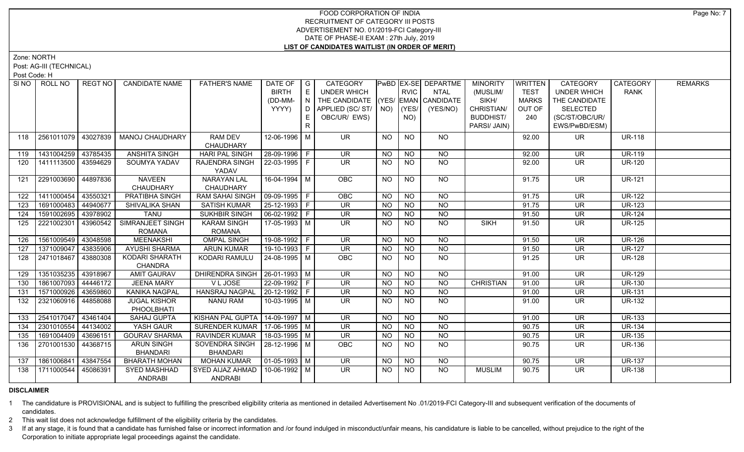# FOOD CORPORATION OF INDIA
## RECRUITMENT OF CATEGORY III POSTS
### ADVERTISEMENT NO. 01/2019-FCI Category-III
### DATE OF PHASE-II EXAM : 27th July, 2019
### LIST OF CANDIDATES WAITLIST (IN ORDER OF MERIT)

Zone: NORTH

Post: AG-III (TECHNICAL)

Post Code: H

| SI NO | ROLL NO | REGT NO | CANDIDATE NAME | FATHER'S NAME | DATE OF BIRTH (DD-MM-YYYY) | GENDER | CATEGORY UNDER WHICH THE CANDIDATE APPLIED (SC/ ST/ OBC/UR/ EWS) | PwBD (YES/ NO) | EX-SERVICEMAN (YES/ NO) | DEPARTMENTAL CANDIDATE (YES/NO) | MINORITY (MUSLIM/ SIKH/ CHRISTIAN/ BUDDHIST/ PARSI/ JAIN) | WRITTEN TEST MARKS OUT OF 240 | CATEGORY UNDER WHICH THE CANDIDATE SELECTED (SC/ST/OBC/UR/ EWS/PwBD/ESM) | CATEGORY RANK | REMARKS |
|---|---|---|---|---|---|---|---|---|---|---|---|---|---|---|---|
| 118 | 2561011079 | 43027839 | MANOJ CHAUDHARY | RAM DEV CHAUDHARY | 12-06-1996 | M | UR | NO | NO | NO | | 92.00 | UR | UR-118 | |
| 119 | 1431004259 | 43785435 | ANSHITA SINGH | HARI PAL SINGH | 28-09-1996 | F | UR | NO | NO | NO | | 92.00 | UR | UR-119 | |
| 120 | 1411113500 | 43594629 | SOUMYA YADAV | RAJENDRA SINGH YADAV | 22-03-1995 | F | UR | NO | NO | NO | | 92.00 | UR | UR-120 | |
| 121 | 2291003690 | 44897836 | NAVEEN CHAUDHARY | NARAYAN LAL CHAUDHARY | 16-04-1994 | M | OBC | NO | NO | NO | | 91.75 | UR | UR-121 | |
| 122 | 1411000454 | 43550321 | PRATIBHA SINGH | RAM SAHAI SINGH | 09-09-1995 | F | OBC | NO | NO | NO | | 91.75 | UR | UR-122 | |
| 123 | 1691000483 | 44940677 | SHIVALIKA SHAN | SATISH KUMAR | 25-12-1993 | F | UR | NO | NO | NO | | 91.75 | UR | UR-123 | |
| 124 | 1591002695 | 43978902 | TANU | SUKHBIR SINGH | 06-02-1992 | F | UR | NO | NO | NO | | 91.50 | UR | UR-124 | |
| 125 | 2221002301 | 43960542 | SIMRANJEET SINGH ROMANA | KARAM SINGH ROMANA | 17-05-1993 | M | UR | NO | NO | NO | SIKH | 91.50 | UR | UR-125 | |
| 126 | 1561009549 | 43048598 | MEENAKSHI | OMPAL SINGH | 19-08-1992 | F | UR | NO | NO | NO | | 91.50 | UR | UR-126 | |
| 127 | 1371009047 | 43835906 | AYUSHI SHARMA | ARUN KUMAR | 19-10-1993 | F | UR | NO | NO | NO | | 91.50 | UR | UR-127 | |
| 128 | 2471018467 | 43880308 | KODARI SHARATH CHANDRA | KODARI RAMULU | 24-08-1995 | M | OBC | NO | NO | NO | | 91.25 | UR | UR-128 | |
| 129 | 1351035235 | 43918967 | AMIT GAURAV | DHIRENDRA SINGH | 26-01-1993 | M | UR | NO | NO | NO | | 91.00 | UR | UR-129 | |
| 130 | 1861007093 | 44446172 | JEENA MARY | V L JOSE | 22-09-1992 | F | UR | NO | NO | NO | CHRISTIAN | 91.00 | UR | UR-130 | |
| 131 | 1571000926 | 43659860 | KANIKA NAGPAL | HANSRAJ NAGPAL | 20-12-1992 | F | UR | NO | NO | NO | | 91.00 | UR | UR-131 | |
| 132 | 2321060916 | 44858088 | JUGAL KISHOR PHOOLBHATI | NANU RAM | 10-03-1995 | M | UR | NO | NO | NO | | 91.00 | UR | UR-132 | |
| 133 | 2541017047 | 43461404 | SAHAJ GUPTA | KISHAN PAL GUPTA | 14-09-1997 | M | UR | NO | NO | NO | | 91.00 | UR | UR-133 | |
| 134 | 2301010554 | 44134002 | YASH GAUR | SURENDER KUMAR | 17-06-1995 | M | UR | NO | NO | NO | | 90.75 | UR | UR-134 | |
| 135 | 1691004409 | 43696151 | GOURAV SHARMA | RAVINDER KUMAR | 18-03-1995 | M | UR | NO | NO | NO | | 90.75 | UR | UR-135 | |
| 136 | 2701001530 | 44368715 | ARUN SINGH BHANDARI | SOVENDRA SINGH BHANDARI | 28-12-1996 | M | OBC | NO | NO | NO | | 90.75 | UR | UR-136 | |
| 137 | 1861006841 | 43847554 | BHARATH MOHAN | MOHAN KUMAR | 01-05-1993 | M | UR | NO | NO | NO | | 90.75 | UR | UR-137 | |
| 138 | 1711000544 | 45086391 | SYED MASHHAD ANDRABI | SYED AIJAZ AHMAD ANDRABI | 10-06-1992 | M | UR | NO | NO | NO | MUSLIM | 90.75 | UR | UR-138 | |

**DISCLAIMER**

1. The candidature is PROVISIONAL and is subject to fulfilling the prescribed eligibility criteria as mentioned in detailed Advertisement No .01/2019-FCI Category-III and subsequent verification of the documents of candidates.
2. This wait list does not acknowledge fulfillment of the eligibility criteria by the candidates.
3. If at any stage, it is found that a candidate has furnished false or incorrect information and /or found indulged in misconduct/unfair means, his candidature is liable to be cancelled, without prejudice to the right of the Corporation to initiate appropriate legal proceedings against the candidate.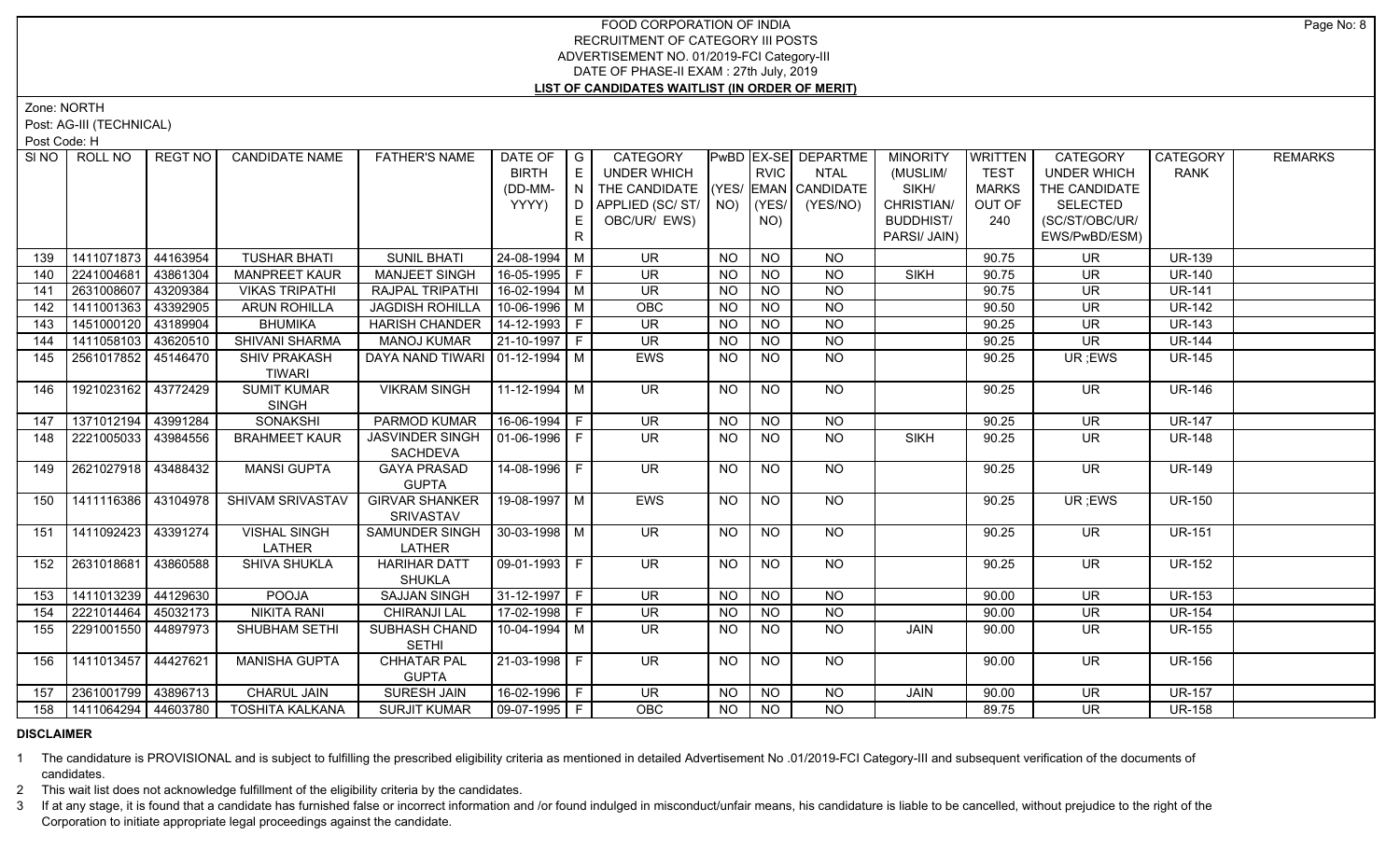# FOOD CORPORATION OF INDIA
## RECRUITMENT OF CATEGORY III POSTS
## ADVERTISEMENT NO. 01/2019-FCI Category-III
## DATE OF PHASE-II EXAM : 27th July, 2019
## LIST OF CANDIDATES WAITLIST (IN ORDER OF MERIT)

Zone: NORTH

Post: AG-III (TECHNICAL)

Post Code: H

| Sl NO | ROLL NO | REGT NO | CANDIDATE NAME | FATHER'S NAME | DATE OF BIRTH (DD-MM-YYYY) | GENDER | CATEGORY UNDER WHICH THE CANDIDATE APPLIED (SC/ ST/ OBC/UR/ EWS) | PwBD (YES/ NO) | EX-SERVICEMAN (YES/ NO) | DEPARTMENTAL CANDIDATE (YES/NO) | MINORITY (MUSLIM/ SIKH/ CHRISTIAN/ BUDDHIST/ PARSI/ JAIN) | WRITTEN TEST MARKS OUT OF 240 | CATEGORY UNDER WHICH THE CANDIDATE SELECTED (SC/ST/OBC/UR/ EWS/PwBD/ESM) | CATEGORY RANK | REMARKS |
|---|---|---|---|---|---|---|---|---|---|---|---|---|---|---|---|
| 139 | 1411071873 | 44163954 | TUSHAR BHATI | SUNIL BHATI | 24-08-1994 | M | UR | NO | NO | NO | | 90.75 | UR | UR-139 | |
| 140 | 2241004681 | 43861304 | MANPREET KAUR | MANJEET SINGH | 16-05-1995 | F | UR | NO | NO | NO | SIKH | 90.75 | UR | UR-140 | |
| 141 | 2631008607 | 43209384 | VIKAS TRIPATHI | RAJPAL TRIPATHI | 16-02-1994 | M | UR | NO | NO | NO | | 90.75 | UR | UR-141 | |
| 142 | 1411001363 | 43392905 | ARUN ROHILLA | JAGDISH ROHILLA | 10-06-1996 | M | OBC | NO | NO | NO | | 90.50 | UR | UR-142 | |
| 143 | 1451000120 | 43189904 | BHUMIKA | HARISH CHANDER | 14-12-1993 | F | UR | NO | NO | NO | | 90.25 | UR | UR-143 | |
| 144 | 1411058103 | 43620510 | SHIVANI SHARMA | MANOJ KUMAR | 21-10-1997 | F | UR | NO | NO | NO | | 90.25 | UR | UR-144 | |
| 145 | 2561017852 | 45146470 | SHIV PRAKASH TIWARI | DAYA NAND TIWARI | 01-12-1994 | M | EWS | NO | NO | NO | | 90.25 | UR ;EWS | UR-145 | |
| 146 | 1921023162 | 43772429 | SUMIT KUMAR SINGH | VIKRAM SINGH | 11-12-1994 | M | UR | NO | NO | NO | | 90.25 | UR | UR-146 | |
| 147 | 1371012194 | 43991284 | SONAKSHI | PARMOD KUMAR | 16-06-1994 | F | UR | NO | NO | NO | | 90.25 | UR | UR-147 | |
| 148 | 2221005033 | 43984556 | BRAHMEET KAUR | JASVINDER SINGH SACHDEVA | 01-06-1996 | F | UR | NO | NO | NO | SIKH | 90.25 | UR | UR-148 | |
| 149 | 2621027918 | 43488432 | MANSI GUPTA | GAYA PRASAD GUPTA | 14-08-1996 | F | UR | NO | NO | NO | | 90.25 | UR | UR-149 | |
| 150 | 1411116386 | 43104978 | SHIVAM SRIVASTAV | GIRVAR SHANKER SRIVASTAV | 19-08-1997 | M | EWS | NO | NO | NO | | 90.25 | UR ;EWS | UR-150 | |
| 151 | 1411092423 | 43391274 | VISHAL SINGH LATHER | SAMUNDER SINGH LATHER | 30-03-1998 | M | UR | NO | NO | NO | | 90.25 | UR | UR-151 | |
| 152 | 2631018681 | 43860588 | SHIVA SHUKLA | HARIHAR DATT SHUKLA | 09-01-1993 | F | UR | NO | NO | NO | | 90.25 | UR | UR-152 | |
| 153 | 1411013239 | 44129630 | POOJA | SAJJAN SINGH | 31-12-1997 | F | UR | NO | NO | NO | | 90.00 | UR | UR-153 | |
| 154 | 2221014464 | 45032173 | NIKITA RANI | CHIRANJI LAL | 17-02-1998 | F | UR | NO | NO | NO | | 90.00 | UR | UR-154 | |
| 155 | 2291001550 | 44897973 | SHUBHAM SETHI | SUBHASH CHAND SETHI | 10-04-1994 | M | UR | NO | NO | NO | JAIN | 90.00 | UR | UR-155 | |
| 156 | 1411013457 | 44427621 | MANISHA GUPTA | CHHATAR PAL GUPTA | 21-03-1998 | F | UR | NO | NO | NO | | 90.00 | UR | UR-156 | |
| 157 | 2361001799 | 43896713 | CHARUL JAIN | SURESH JAIN | 16-02-1996 | F | UR | NO | NO | NO | JAIN | 90.00 | UR | UR-157 | |
| 158 | 1411064294 | 44603780 | TOSHITA KALKANA | SURJIT KUMAR | 09-07-1995 | F | OBC | NO | NO | NO | | 89.75 | UR | UR-158 | |

**DISCLAIMER**

1 The candidature is PROVISIONAL and is subject to fulfilling the prescribed eligibility criteria as mentioned in detailed Advertisement No .01/2019-FCI Category-III and subsequent verification of the documents of candidates.

2 This wait list does not acknowledge fulfillment of the eligibility criteria by the candidates.

3 If at any stage, it is found that a candidate has furnished false or incorrect information and /or found indulged in misconduct/unfair means, his candidature is liable to be cancelled, without prejudice to the right of the Corporation to initiate appropriate legal proceedings against the candidate.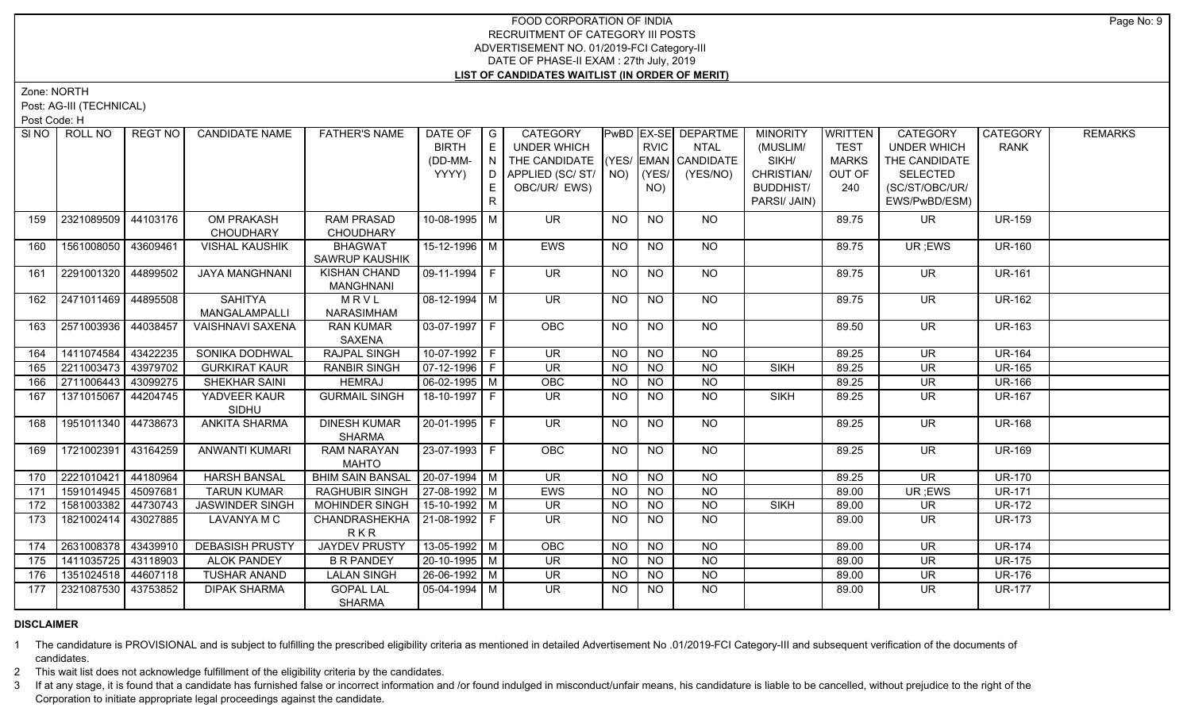# FOOD CORPORATION OF INDIA
## RECRUITMENT OF CATEGORY III POSTS
### ADVERTISEMENT NO. 01/2019-FCI Category-III
### DATE OF PHASE-II EXAM : 27th July, 2019
### LIST OF CANDIDATES WAITLIST (IN ORDER OF MERIT)

Zone: NORTH

Post: AG-III (TECHNICAL)

Post Code: H

| SI NO | ROLL NO | REGT NO | CANDIDATE NAME | FATHER'S NAME | DATE OF BIRTH (DD-MM-YYYY) | GENDER | CATEGORY UNDER WHICH THE CANDIDATE APPLIED (SC/ ST/ OBC/UR/ EWS) | PwBD (YES/ NO) | EX-SERVICEMAN (YES/ NO) | DEPARTMENTAL CANDIDATE (YES/NO) | MINORITY (MUSLIM/ SIKH/ CHRISTIAN/ BUDDHIST/ PARSI/ JAIN) | WRITTEN TEST MARKS OUT OF 240 | CATEGORY UNDER WHICH THE CANDIDATE SELECTED (SC/ST/OBC/UR/ EWS/PwBD/ESM) | CATEGORY RANK | REMARKS |
|---|---|---|---|---|---|---|---|---|---|---|---|---|---|---|---|
| 159 | 2321089509 | 44103176 | OM PRAKASH CHOUDHARY | RAM PRASAD CHOUDHARY | 10-08-1995 | M | UR | NO | NO | NO | | 89.75 | UR | UR-159 | |
| 160 | 1561008050 | 43609461 | VISHAL KAUSHIK | BHAGWAT SAWRUP KAUSHIK | 15-12-1996 | M | EWS | NO | NO | NO | | 89.75 | UR ;EWS | UR-160 | |
| 161 | 2291001320 | 44899502 | JAYA MANGHNANI | KISHAN CHAND MANGHNANI | 09-11-1994 | F | UR | NO | NO | NO | | 89.75 | UR | UR-161 | |
| 162 | 2471011469 | 44895508 | SAHITYA MANGALAMPALLI | M R V L NARASIMHAM | 08-12-1994 | M | UR | NO | NO | NO | | 89.75 | UR | UR-162 | |
| 163 | 2571003936 | 44038457 | VAISHNAVI SAXENA | RAN KUMAR SAXENA | 03-07-1997 | F | OBC | NO | NO | NO | | 89.50 | UR | UR-163 | |
| 164 | 1411074584 | 43422235 | SONIKA DODHWAL | RAJPAL SINGH | 10-07-1992 | F | UR | NO | NO | NO | | 89.25 | UR | UR-164 | |
| 165 | 2211003473 | 43979702 | GURKIRAT KAUR | RANBIR SINGH | 07-12-1996 | F | UR | NO | NO | NO | SIKH | 89.25 | UR | UR-165 | |
| 166 | 2711006443 | 43099275 | SHEKHAR SAINI | HEMRAJ | 06-02-1995 | M | OBC | NO | NO | NO | | 89.25 | UR | UR-166 | |
| 167 | 1371015067 | 44204745 | YADVEER KAUR SIDHU | GURMAIL SINGH | 18-10-1997 | F | UR | NO | NO | NO | SIKH | 89.25 | UR | UR-167 | |
| 168 | 1951011340 | 44738673 | ANKITA SHARMA | DINESH KUMAR SHARMA | 20-01-1995 | F | UR | NO | NO | NO | | 89.25 | UR | UR-168 | |
| 169 | 1721002391 | 43164259 | ANWANTI KUMARI | RAM NARAYAN MAHTO | 23-07-1993 | F | OBC | NO | NO | NO | | 89.25 | UR | UR-169 | |
| 170 | 2221010421 | 44180964 | HARSH BANSAL | BHIM SAIN BANSAL | 20-07-1994 | M | UR | NO | NO | NO | | 89.25 | UR | UR-170 | |
| 171 | 1591014945 | 45097681 | TARUN KUMAR | RAGHUBIR SINGH | 27-08-1992 | M | EWS | NO | NO | NO | | 89.00 | UR ;EWS | UR-171 | |
| 172 | 1581003382 | 44730743 | JASWINDER SINGH | MOHINDER SINGH | 15-10-1992 | M | UR | NO | NO | NO | SIKH | 89.00 | UR | UR-172 | |
| 173 | 1821002414 | 43027885 | LAVANYA M C | CHANDRASHEKHA R K R | 21-08-1992 | F | UR | NO | NO | NO | | 89.00 | UR | UR-173 | |
| 174 | 2631008378 | 43439910 | DEBASISH PRUSTY | JAYDEV PRUSTY | 13-05-1992 | M | OBC | NO | NO | NO | | 89.00 | UR | UR-174 | |
| 175 | 1411035725 | 43118903 | ALOK PANDEY | B R PANDEY | 20-10-1995 | M | UR | NO | NO | NO | | 89.00 | UR | UR-175 | |
| 176 | 1351024518 | 44607118 | TUSHAR ANAND | LALAN SINGH | 26-06-1992 | M | UR | NO | NO | NO | | 89.00 | UR | UR-176 | |
| 177 | 2321087530 | 43753852 | DIPAK SHARMA | GOPAL LAL SHARMA | 05-04-1994 | M | UR | NO | NO | NO | | 89.00 | UR | UR-177 | |

**DISCLAIMER**

1 The candidature is PROVISIONAL and is subject to fulfilling the prescribed eligibility criteria as mentioned in detailed Advertisement No .01/2019-FCI Category-III and subsequent verification of the documents of candidates.

2 This wait list does not acknowledge fulfillment of the eligibility criteria by the candidates.

3 If at any stage, it is found that a candidate has furnished false or incorrect information and /or found indulged in misconduct/unfair means, his candidature is liable to be cancelled, without prejudice to the right of the Corporation to initiate appropriate legal proceedings against the candidate.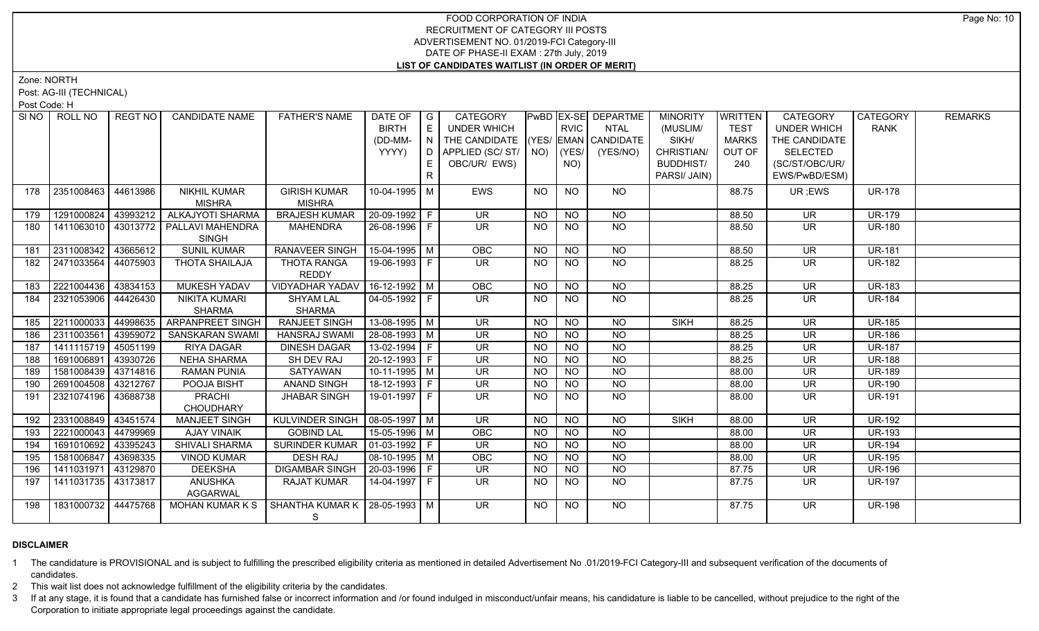# FOOD CORPORATION OF INDIA
## RECRUITMENT OF CATEGORY III POSTS
### ADVERTISEMENT NO. 01/2019-FCI Category-III
### DATE OF PHASE-II EXAM : 27th July, 2019
### LIST OF CANDIDATES WAITLIST (IN ORDER OF MERIT)

Zone: NORTH

Post: AG-III (TECHNICAL)

Post Code: H

| SI NO | ROLL NO | REGT NO | CANDIDATE NAME | FATHER'S NAME | DATE OF BIRTH (DD-MM-YYYY) | GENDER | CATEGORY UNDER WHICH THE CANDIDATE APPLIED (SC/ ST/ OBC/UR/ EWS) | PwBD (YES/ NO) | EX-SERVICEMAN (YES/ NO) | DEPARTMENTAL CANDIDATE (YES/NO) | MINORITY (MUSLIM/ SIKH/ CHRISTIAN/ BUDDHIST/ PARSI/ JAIN) | WRITTEN TEST MARKS OUT OF 240 | CATEGORY UNDER WHICH THE CANDIDATE SELECTED (SC/ST/OBC/UR/ EWS/PwBD/ESM) | CATEGORY RANK | REMARKS |
|---|---|---|---|---|---|---|---|---|---|---|---|---|---|---|---|
| 178 | 2351008463 | 44613986 | NIKHIL KUMAR MISHRA | GIRISH KUMAR MISHRA | 10-04-1995 | M | EWS | NO | NO | NO | | 88.75 | UR ;EWS | UR-178 | |
| 179 | 1291000824 | 43993212 | ALKAJYOTI SHARMA | BRAJESH KUMAR | 20-09-1992 | F | UR | NO | NO | NO | | 88.50 | UR | UR-179 | |
| 180 | 1411063010 | 43013772 | PALLAVI MAHENDRA SINGH | MAHENDRA | 26-08-1996 | F | UR | NO | NO | NO | | 88.50 | UR | UR-180 | |
| 181 | 2311008342 | 43665612 | SUNIL KUMAR | RANAVEER SINGH | 15-04-1995 | M | OBC | NO | NO | NO | | 88.50 | UR | UR-181 | |
| 182 | 2471033564 | 44075903 | THOTA SHAILAJA | THOTA RANGA REDDY | 19-06-1993 | F | UR | NO | NO | NO | | 88.25 | UR | UR-182 | |
| 183 | 2221004436 | 43834153 | MUKESH YADAV | VIDYADHAR YADAV | 16-12-1992 | M | OBC | NO | NO | NO | | 88.25 | UR | UR-183 | |
| 184 | 2321053906 | 44426430 | NIKITA KUMARI SHARMA | SHYAM LAL SHARMA | 04-05-1992 | F | UR | NO | NO | NO | | 88.25 | UR | UR-184 | |
| 185 | 2211000033 | 44998635 | ARPANPREET SINGH | RANJEET SINGH | 13-08-1995 | M | UR | NO | NO | NO | SIKH | 88.25 | UR | UR-185 | |
| 186 | 2311003561 | 43959072 | SANSKARAN SWAMI | HANSRAJ SWAMI | 28-08-1993 | M | UR | NO | NO | NO | | 88.25 | UR | UR-186 | |
| 187 | 1411115719 | 45051199 | RIYA DAGAR | DINESH DAGAR | 13-02-1994 | F | UR | NO | NO | NO | | 88.25 | UR | UR-187 | |
| 188 | 1691006891 | 43930726 | NEHA SHARMA | SH DEV RAJ | 20-12-1993 | F | UR | NO | NO | NO | | 88.25 | UR | UR-188 | |
| 189 | 1581008439 | 43714816 | RAMAN PUNIA | SATYAWAN | 10-11-1995 | M | UR | NO | NO | NO | | 88.00 | UR | UR-189 | |
| 190 | 2691004508 | 43212767 | POOJA BISHT | ANAND SINGH | 18-12-1993 | F | UR | NO | NO | NO | | 88.00 | UR | UR-190 | |
| 191 | 2321074196 | 43688738 | PRACHI CHOUDHARY | JHABAR SINGH | 19-01-1997 | F | UR | NO | NO | NO | | 88.00 | UR | UR-191 | |
| 192 | 2331008849 | 43451574 | MANJEET SINGH | KULVINDER SINGH | 08-05-1997 | M | UR | NO | NO | NO | SIKH | 88.00 | UR | UR-192 | |
| 193 | 2221000043 | 44799969 | AJAY VINAIK | GOBIND LAL | 15-05-1996 | M | OBC | NO | NO | NO | | 88.00 | UR | UR-193 | |
| 194 | 1691010692 | 43395243 | SHIVALI SHARMA | SURINDER KUMAR | 01-03-1992 | F | UR | NO | NO | NO | | 88.00 | UR | UR-194 | |
| 195 | 1581006847 | 43698335 | VINOD KUMAR | DESH RAJ | 08-10-1995 | M | OBC | NO | NO | NO | | 88.00 | UR | UR-195 | |
| 196 | 1411031971 | 43129870 | DEEKSHA | DIGAMBAR SINGH | 20-03-1996 | F | UR | NO | NO | NO | | 87.75 | UR | UR-196 | |
| 197 | 1411031735 | 43173817 | ANUSHKA AGGARWAL | RAJAT KUMAR | 14-04-1997 | F | UR | NO | NO | NO | | 87.75 | UR | UR-197 | |
| 198 | 1831000732 | 44475768 | MOHAN KUMAR K S | SHANTHA KUMAR K S | 28-05-1993 | M | UR | NO | NO | NO | | 87.75 | UR | UR-198 | |

**DISCLAIMER**

1. The candidature is PROVISIONAL and is subject to fulfilling the prescribed eligibility criteria as mentioned in detailed Advertisement No .01/2019-FCI Category-III and subsequent verification of the documents of candidates.
2. This wait list does not acknowledge fulfillment of the eligibility criteria by the candidates.
3. If at any stage, it is found that a candidate has furnished false or incorrect information and /or found indulged in misconduct/unfair means, his candidature is liable to be cancelled, without prejudice to the right of the Corporation to initiate appropriate legal proceedings against the candidate.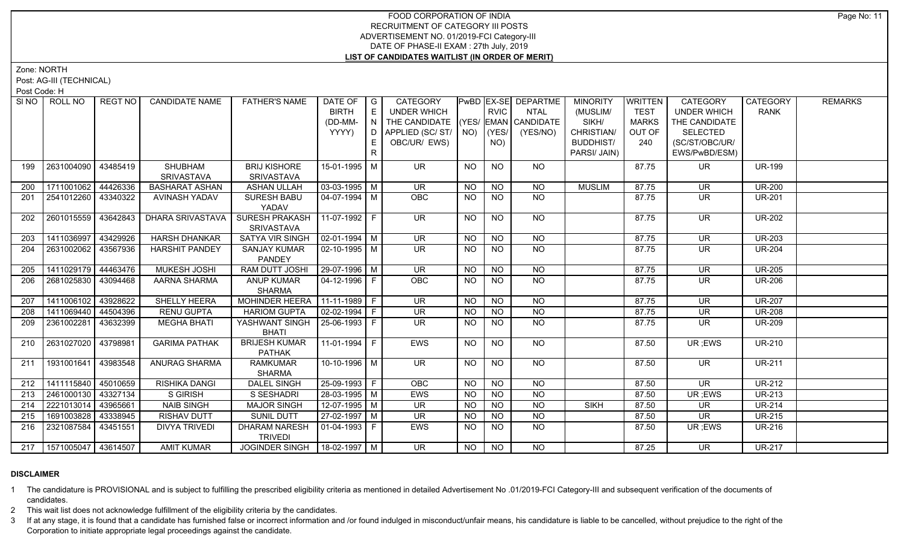# FOOD CORPORATION OF INDIA
## RECRUITMENT OF CATEGORY III POSTS
### ADVERTISEMENT NO. 01/2019-FCI Category-III
### DATE OF PHASE-II EXAM : 27th July, 2019
### LIST OF CANDIDATES WAITLIST (IN ORDER OF MERIT)

Zone: NORTH

Post: AG-III (TECHNICAL)

Post Code: H

| SI NO | ROLL NO | REGT NO | CANDIDATE NAME | FATHER'S NAME | DATE OF BIRTH (DD-MM-YYYY) | GENDER | CATEGORY UNDER WHICH THE CANDIDATE APPLIED (SC/ ST/ OBC/UR/ EWS) | PwBD (YES/ NO) | EX-SERVICEMAN (YES/ NO) | DEPARTMENTAL CANDIDATE (YES/NO) | MINORITY (MUSLIM/ SIKH/ CHRISTIAN/ BUDDHIST/ PARSI/ JAIN) | WRITTEN TEST MARKS OUT OF 240 | CATEGORY UNDER WHICH THE CANDIDATE SELECTED (SC/ST/OBC/UR/ EWS/PwBD/ESM) | CATEGORY RANK | REMARKS |
|---|---|---|---|---|---|---|---|---|---|---|---|---|---|---|---|
| 199 | 2631004090 | 43485419 | SHUBHAM SRIVASTAVA | BRIJ KISHORE SRIVASTAVA | 15-01-1995 | M | UR | NO | NO | NO | | 87.75 | UR | UR-199 | |
| 200 | 1711001062 | 44426336 | BASHARAT ASHAN | ASHAN ULLAH | 03-03-1995 | M | UR | NO | NO | NO | MUSLIM | 87.75 | UR | UR-200 | |
| 201 | 2541012260 | 43340322 | AVINASH YADAV | SURESH BABU YADAV | 04-07-1994 | M | OBC | NO | NO | NO | | 87.75 | UR | UR-201 | |
| 202 | 2601015559 | 43642843 | DHARA SRIVASTAVA | SURESH PRAKASH SRIVASTAVA | 11-07-1992 | F | UR | NO | NO | NO | | 87.75 | UR | UR-202 | |
| 203 | 1411036997 | 43429926 | HARSH DHANKAR | SATYA VIR SINGH | 02-01-1994 | M | UR | NO | NO | NO | | 87.75 | UR | UR-203 | |
| 204 | 2631002062 | 43567936 | HARSHIT PANDEY | SANJAY KUMAR PANDEY | 02-10-1995 | M | UR | NO | NO | NO | | 87.75 | UR | UR-204 | |
| 205 | 1411029179 | 44463476 | MUKESH JOSHI | RAM DUTT JOSHI | 29-07-1996 | M | UR | NO | NO | NO | | 87.75 | UR | UR-205 | |
| 206 | 2681025830 | 43094468 | AARNA SHARMA | ANUP KUMAR SHARMA | 04-12-1996 | F | OBC | NO | NO | NO | | 87.75 | UR | UR-206 | |
| 207 | 1411006102 | 43928622 | SHELLY HEERA | MOHINDER HEERA | 11-11-1989 | F | UR | NO | NO | NO | | 87.75 | UR | UR-207 | |
| 208 | 1411069440 | 44504396 | RENU GUPTA | HARIOM GUPTA | 02-02-1994 | F | UR | NO | NO | NO | | 87.75 | UR | UR-208 | |
| 209 | 2361002281 | 43632399 | MEGHA BHATI | YASHWANT SINGH BHATI | 25-06-1993 | F | UR | NO | NO | NO | | 87.75 | UR | UR-209 | |
| 210 | 2631027020 | 43798981 | GARIMA PATHAK | BRIJESH KUMAR PATHAK | 11-01-1994 | F | EWS | NO | NO | NO | | 87.50 | UR ;EWS | UR-210 | |
| 211 | 1931001641 | 43983548 | ANURAG SHARMA | RAMKUMAR SHARMA | 10-10-1996 | M | UR | NO | NO | NO | | 87.50 | UR | UR-211 | |
| 212 | 1411115840 | 45010659 | RISHIKA DANGI | DALEL SINGH | 25-09-1993 | F | OBC | NO | NO | NO | | 87.50 | UR | UR-212 | |
| 213 | 2461000130 | 43327134 | S GIRISH | S SESHADRI | 28-03-1995 | M | EWS | NO | NO | NO | | 87.50 | UR ;EWS | UR-213 | |
| 214 | 2221013014 | 43965661 | NAIB SINGH | MAJOR SINGH | 12-07-1995 | M | UR | NO | NO | NO | SIKH | 87.50 | UR | UR-214 | |
| 215 | 1691003828 | 43338945 | RISHAV DUTT | SUNIL DUTT | 27-02-1997 | M | UR | NO | NO | NO | | 87.50 | UR | UR-215 | |
| 216 | 2321087584 | 43451551 | DIVYA TRIVEDI | DHARAM NARESH TRIVEDI | 01-04-1993 | F | EWS | NO | NO | NO | | 87.50 | UR ;EWS | UR-216 | |
| 217 | 1571005047 | 43614507 | AMIT KUMAR | JOGINDER SINGH | 18-02-1997 | M | UR | NO | NO | NO | | 87.25 | UR | UR-217 | |

**DISCLAIMER**

1 The candidature is PROVISIONAL and is subject to fulfilling the prescribed eligibility criteria as mentioned in detailed Advertisement No .01/2019-FCI Category-III and subsequent verification of the documents of candidates.

2 This wait list does not acknowledge fulfillment of the eligibility criteria by the candidates.

3 If at any stage, it is found that a candidate has furnished false or incorrect information and /or found indulged in misconduct/unfair means, his candidature is liable to be cancelled, without prejudice to the right of the Corporation to initiate appropriate legal proceedings against the candidate.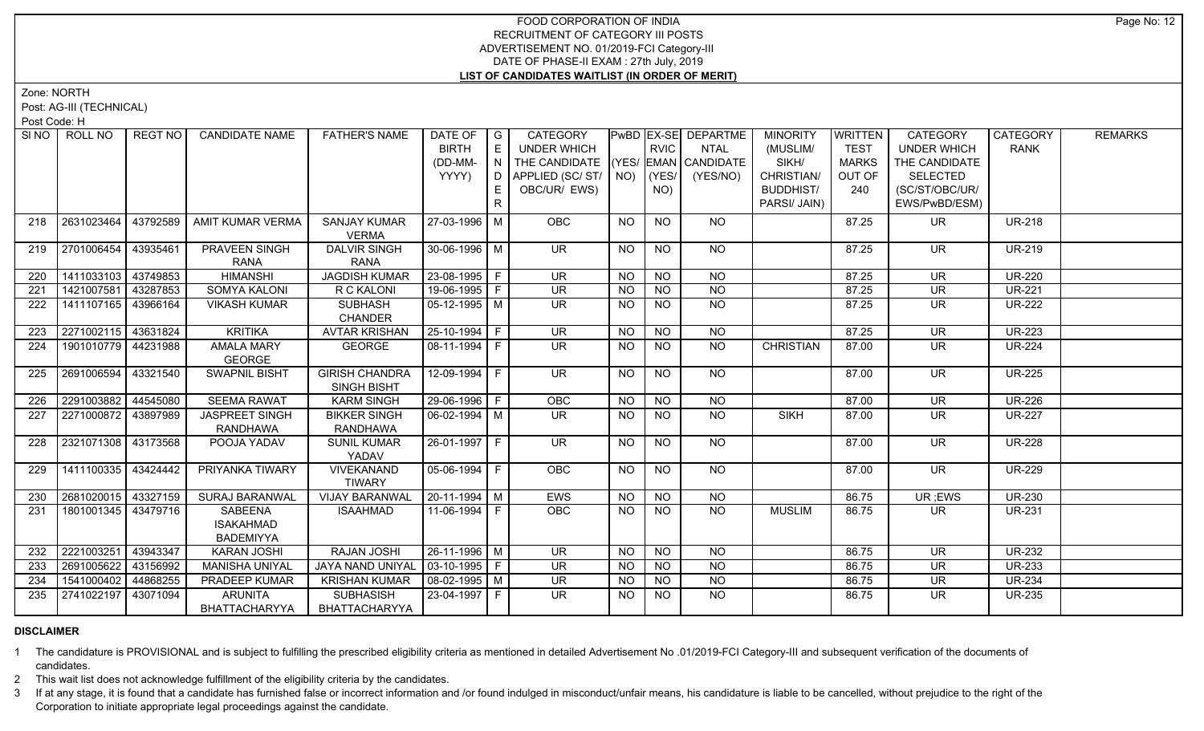# FOOD CORPORATION OF INDIA
## RECRUITMENT OF CATEGORY III POSTS
## ADVERTISEMENT NO. 01/2019-FCI Category-III
## DATE OF PHASE-II EXAM : 27th July, 2019
## LIST OF CANDIDATES WAITLIST (IN ORDER OF MERIT)

Zone: NORTH

Post: AG-III (TECHNICAL)

Post Code: H

| SI NO | ROLL NO | REGT NO | CANDIDATE NAME | FATHER'S NAME | DATE OF BIRTH (DD-MM-YYYY) | GENDER | CATEGORY UNDER WHICH THE CANDIDATE APPLIED (SC/ ST/ OBC/UR/ EWS) | PwBD (YES/ NO) | EX-SE RVICEMAN (YES/ NO) | DEPARTMENTAL CANDIDATE (YES/NO) | MINORITY (MUSLIM/ SIKH/ CHRISTIAN/ BUDDHIST/ PARSI/ JAIN) | WRITTEN TEST MARKS OUT OF 240 | CATEGORY UNDER WHICH THE CANDIDATE SELECTED (SC/ST/OBC/UR/ EWS/PwBD/ESM) | CATEGORY RANK | REMARKS |
|---|---|---|---|---|---|---|---|---|---|---|---|---|---|---|---|
| 218 | 2631023464 | 43792589 | AMIT KUMAR VERMA | SANJAY KUMAR VERMA | 27-03-1996 | M | OBC | NO | NO | NO | | 87.25 | UR | UR-218 | |
| 219 | 2701006454 | 43935461 | PRAVEEN SINGH RANA | DALVIR SINGH RANA | 30-06-1996 | M | UR | NO | NO | NO | | 87.25 | UR | UR-219 | |
| 220 | 1411033103 | 43749853 | HIMANSHI | JAGDISH KUMAR | 23-08-1995 | F | UR | NO | NO | NO | | 87.25 | UR | UR-220 | |
| 221 | 1421007581 | 43287853 | SOMYA KALONI | R C KALONI | 19-06-1995 | F | UR | NO | NO | NO | | 87.25 | UR | UR-221 | |
| 222 | 1411107165 | 43966164 | VIKASH KUMAR | SUBHASH CHANDER | 05-12-1995 | M | UR | NO | NO | NO | | 87.25 | UR | UR-222 | |
| 223 | 2271002115 | 43631824 | KRITIKA | AVTAR KRISHAN | 25-10-1994 | F | UR | NO | NO | NO | | 87.25 | UR | UR-223 | |
| 224 | 1901010779 | 44231988 | AMALA MARY GEORGE | GEORGE | 08-11-1994 | F | UR | NO | NO | NO | CHRISTIAN | 87.00 | UR | UR-224 | |
| 225 | 2691006594 | 43321540 | SWAPNIL BISHT | GIRISH CHANDRA SINGH BISHT | 12-09-1994 | F | UR | NO | NO | NO | | 87.00 | UR | UR-225 | |
| 226 | 2291003882 | 44545080 | SEEMA RAWAT | KARM SINGH | 29-06-1996 | F | OBC | NO | NO | NO | | 87.00 | UR | UR-226 | |
| 227 | 2271000872 | 43897989 | JASPREET SINGH RANDHAWA | BIKKER SINGH RANDHAWA | 06-02-1994 | M | UR | NO | NO | NO | SIKH | 87.00 | UR | UR-227 | |
| 228 | 2321071308 | 43173568 | POOJA YADAV | SUNIL KUMAR YADAV | 26-01-1997 | F | UR | NO | NO | NO | | 87.00 | UR | UR-228 | |
| 229 | 1411100335 | 43424442 | PRIYANKA TIWARY | VIVEKANAND TIWARY | 05-06-1994 | F | OBC | NO | NO | NO | | 87.00 | UR | UR-229 | |
| 230 | 2681020015 | 43327159 | SURAJ BARANWAL | VIJAY BARANWAL | 20-11-1994 | M | EWS | NO | NO | NO | | 86.75 | UR ;EWS | UR-230 | |
| 231 | 1801001345 | 43479716 | SABEENA ISAKHAHMAD BADEMIYYA | ISAAHMAD | 11-06-1994 | F | OBC | NO | NO | NO | MUSLIM | 86.75 | UR | UR-231 | |
| 232 | 2221003251 | 43943347 | KARAN JOSHI | RAJAN JOSHI | 26-11-1996 | M | UR | NO | NO | NO | | 86.75 | UR | UR-232 | |
| 233 | 2691005622 | 43156992 | MANISHA UNIYAL | JAYA NAND UNIYAL | 03-10-1995 | F | UR | NO | NO | NO | | 86.75 | UR | UR-233 | |
| 234 | 1541000402 | 44868255 | PRADEEP KUMAR | KRISHAN KUMAR | 08-02-1995 | M | UR | NO | NO | NO | | 86.75 | UR | UR-234 | |
| 235 | 2741022197 | 43071094 | ARUNITA BHATTACHARYYA | SUBHASISH BHATTACHARYYA | 23-04-1997 | F | UR | NO | NO | NO | | 86.75 | UR | UR-235 | |

**DISCLAIMER**

1 The candidature is PROVISIONAL and is subject to fulfilling the prescribed eligibility criteria as mentioned in detailed Advertisement No .01/2019-FCI Category-III and subsequent verification of the documents of candidates.

2 This wait list does not acknowledge fulfillment of the eligibility criteria by the candidates.

3 If at any stage, it is found that a candidate has furnished false or incorrect information and /or found indulged in misconduct/unfair means, his candidature is liable to be cancelled, without prejudice to the right of the Corporation to initiate appropriate legal proceedings against the candidate.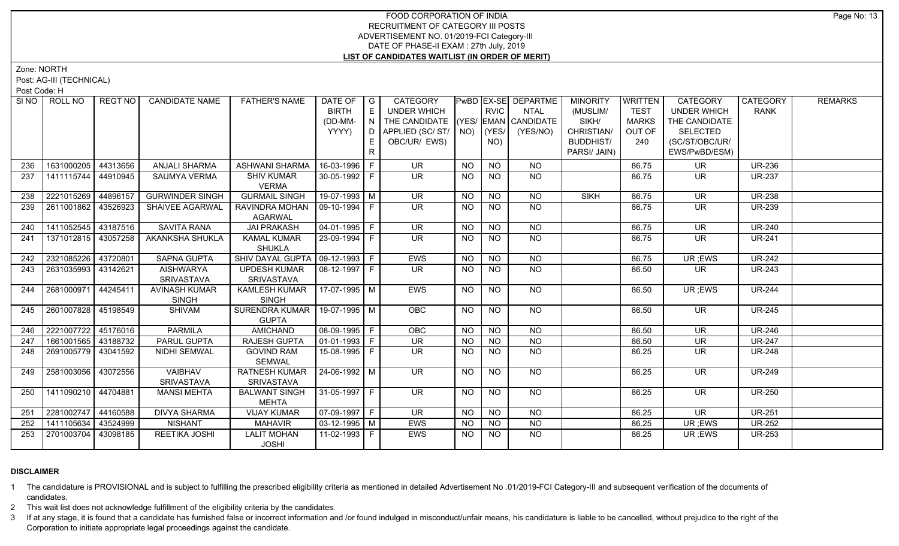# FOOD CORPORATION OF INDIA
## RECRUITMENT OF CATEGORY III POSTS
### ADVERTISEMENT NO. 01/2019-FCI Category-III
### DATE OF PHASE-II EXAM : 27th July, 2019
### LIST OF CANDIDATES WAITLIST (IN ORDER OF MERIT)

Zone: NORTH

Post: AG-III (TECHNICAL)

Post Code: H

| SI NO | ROLL NO | REGT NO | CANDIDATE NAME | FATHER'S NAME | DATE OF BIRTH (DD-MM-YYYY) | GENDER | CATEGORY UNDER WHICH THE CANDIDATE APPLIED (SC/ ST/ OBC/UR/ EWS) | PwBD (YES/ NO) | EX-SERVICEMAN (YES/ NO) | DEPARTMENTAL CANDIDATE (YES/NO) | MINORITY (MUSLIM/ SIKH/ CHRISTIAN/ BUDDHIST/ PARSI/ JAIN) | WRITTEN TEST MARKS OUT OF 240 | CATEGORY UNDER WHICH THE CANDIDATE SELECTED (SC/ST/OBC/UR/ EWS/PwBD/ESM) | CATEGORY RANK | REMARKS |
|---|---|---|---|---|---|---|---|---|---|---|---|---|---|---|---|
| 236 | 1631000205 | 44313656 | ANJALI SHARMA | ASHWANI SHARMA | 16-03-1996 | F | UR | NO | NO | NO | | 86.75 | UR | UR-236 | |
| 237 | 1411115744 | 44910945 | SAUMYA VERMA | SHIV KUMAR VERMA | 30-05-1992 | F | UR | NO | NO | NO | | 86.75 | UR | UR-237 | |
| 238 | 2221015269 | 44896157 | GURWINDER SINGH | GURMAIL SINGH | 19-07-1993 | M | UR | NO | NO | NO | SIKH | 86.75 | UR | UR-238 | |
| 239 | 2611001862 | 43526923 | SHAIVEE AGARWAL | RAVINDRA MOHAN AGARWAL | 09-10-1994 | F | UR | NO | NO | NO | | 86.75 | UR | UR-239 | |
| 240 | 1411052545 | 43187516 | SAVITA RANA | JAI PRAKASH | 04-01-1995 | F | UR | NO | NO | NO | | 86.75 | UR | UR-240 | |
| 241 | 1371012815 | 43057258 | AKANKSHA SHUKLA | KAMAL KUMAR SHUKLA | 23-09-1994 | F | UR | NO | NO | NO | | 86.75 | UR | UR-241 | |
| 242 | 2321085226 | 43720801 | SAPNA GUPTA | SHIV DAYAL GUPTA | 09-12-1993 | F | EWS | NO | NO | NO | | 86.75 | UR ;EWS | UR-242 | |
| 243 | 2631035993 | 43142621 | AISHWARYA SRIVASTAVA | UPDESH KUMAR SRIVASTAVA | 08-12-1997 | F | UR | NO | NO | NO | | 86.50 | UR | UR-243 | |
| 244 | 2681000971 | 44245411 | AVINASH KUMAR SINGH | KAMLESH KUMAR SINGH | 17-07-1995 | M | EWS | NO | NO | NO | | 86.50 | UR ;EWS | UR-244 | |
| 245 | 2601007828 | 45198549 | SHIVAM | SURENDRA KUMAR GUPTA | 19-07-1995 | M | OBC | NO | NO | NO | | 86.50 | UR | UR-245 | |
| 246 | 2221007722 | 45176016 | PARMILA | AMICHAND | 08-09-1995 | F | OBC | NO | NO | NO | | 86.50 | UR | UR-246 | |
| 247 | 1661001565 | 43188732 | PARUL GUPTA | RAJESH GUPTA | 01-01-1993 | F | UR | NO | NO | NO | | 86.50 | UR | UR-247 | |
| 248 | 2691005779 | 43041592 | NIDHI SEMWAL | GOVIND RAM SEMWAL | 15-08-1995 | F | UR | NO | NO | NO | | 86.25 | UR | UR-248 | |
| 249 | 2581003056 | 43072556 | VAIBHAV SRIVASTAVA | RATNESH KUMAR SRIVASTAVA | 24-06-1992 | M | UR | NO | NO | NO | | 86.25 | UR | UR-249 | |
| 250 | 1411090210 | 44704881 | MANSI MEHTA | BALWANT SINGH MEHTA | 31-05-1997 | F | UR | NO | NO | NO | | 86.25 | UR | UR-250 | |
| 251 | 2281002747 | 44160588 | DIVYA SHARMA | VIJAY KUMAR | 07-09-1997 | F | UR | NO | NO | NO | | 86.25 | UR | UR-251 | |
| 252 | 1411105634 | 43524999 | NISHANT | MAHAVIR | 03-12-1995 | M | EWS | NO | NO | NO | | 86.25 | UR ;EWS | UR-252 | |
| 253 | 2701003704 | 43098185 | REETIKA JOSHI | LALIT MOHAN JOSHI | 11-02-1993 | F | EWS | NO | NO | NO | | 86.25 | UR ;EWS | UR-253 | |

## DISCLAIMER

1 The candidature is PROVISIONAL and is subject to fulfilling the prescribed eligibility criteria as mentioned in detailed Advertisement No .01/2019-FCI Category-III and subsequent verification of the documents of candidates.

2 This wait list does not acknowledge fulfillment of the eligibility criteria by the candidates.

3 If at any stage, it is found that a candidate has furnished false or incorrect information and /or found indulged in misconduct/unfair means, his candidature is liable to be cancelled, without prejudice to the right of the Corporation to initiate appropriate legal proceedings against the candidate.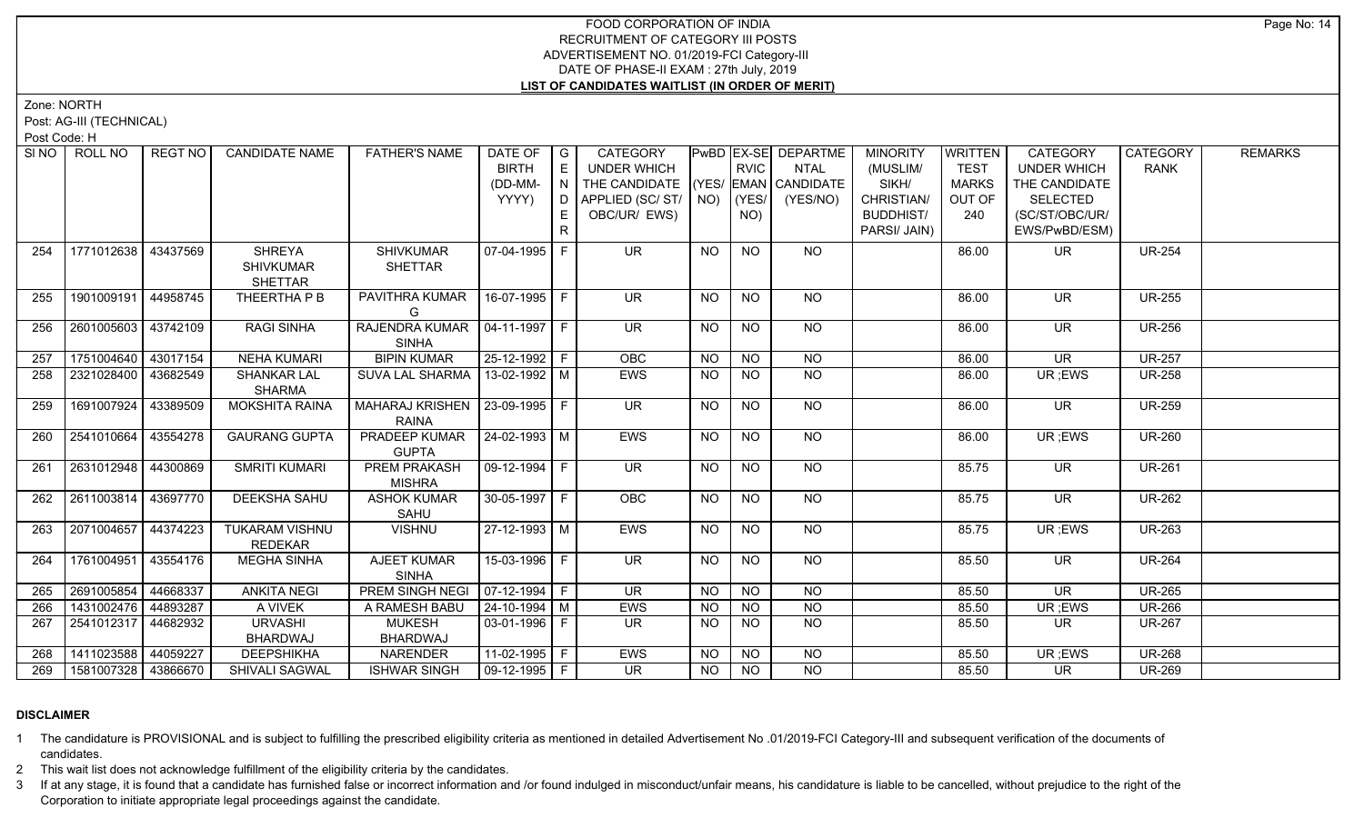# FOOD CORPORATION OF INDIA
## RECRUITMENT OF CATEGORY III POSTS
## ADVERTISEMENT NO. 01/2019-FCI Category-III
## DATE OF PHASE-II EXAM : 27th July, 2019
## LIST OF CANDIDATES WAITLIST (IN ORDER OF MERIT)

Zone: NORTH

Post: AG-III (TECHNICAL)

Post Code: H

| Sl NO | ROLL NO | REGT NO | CANDIDATE NAME | FATHER'S NAME | DATE OF BIRTH (DD-MM-YYYY) | GENDER | CATEGORY UNDER WHICH THE CANDIDATE APPLIED (SC/ ST/ OBC/UR/ EWS) | PwBD (YES/ NO) | EX-SERVICEMAN (YES/ NO) | DEPARTMENTAL CANDIDATE (YES/NO) | MINORITY (MUSLIM/ SIKH/ CHRISTIAN/ BUDDHIST/ PARSI/ JAIN) | WRITTEN TEST MARKS OUT OF 240 | CATEGORY UNDER WHICH THE CANDIDATE SELECTED (SC/ST/OBC/UR/ EWS/PwBD/ESM) | CATEGORY RANK | REMARKS |
|---|---|---|---|---|---|---|---|---|---|---|---|---|---|---|---|
| 254 | 1771012638 | 43437569 | SHREYA SHIVKUMAR SHETTAR | SHIVKUMAR SHETTAR | 07-04-1995 | F | UR | NO | NO | NO | | 86.00 | UR | UR-254 | |
| 255 | 1901009191 | 44958745 | THEERTHA P B | PAVITHRA KUMAR G | 16-07-1995 | F | UR | NO | NO | NO | | 86.00 | UR | UR-255 | |
| 256 | 2601005603 | 43742109 | RAGI SINHA | RAJENDRA KUMAR SINHA | 04-11-1997 | F | UR | NO | NO | NO | | 86.00 | UR | UR-256 | |
| 257 | 1751004640 | 43017154 | NEHA KUMARI | BIPIN KUMAR | 25-12-1992 | F | OBC | NO | NO | NO | | 86.00 | UR | UR-257 | |
| 258 | 2321028400 | 43682549 | SHANKAR LAL SHARMA | SUVA LAL SHARMA | 13-02-1992 | M | EWS | NO | NO | NO | | 86.00 | UR ;EWS | UR-258 | |
| 259 | 1691007924 | 43389509 | MOKSHITA RAINA | MAHARAJ KRISHEN RAINA | 23-09-1995 | F | UR | NO | NO | NO | | 86.00 | UR | UR-259 | |
| 260 | 2541010664 | 43554278 | GAURANG GUPTA | PRADEEP KUMAR GUPTA | 24-02-1993 | M | EWS | NO | NO | NO | | 86.00 | UR ;EWS | UR-260 | |
| 261 | 2631012948 | 44300869 | SMRITI KUMARI | PREM PRAKASH MISHRA | 09-12-1994 | F | UR | NO | NO | NO | | 85.75 | UR | UR-261 | |
| 262 | 2611003814 | 43697770 | DEEKSHA SAHU | ASHOK KUMAR SAHU | 30-05-1997 | F | OBC | NO | NO | NO | | 85.75 | UR | UR-262 | |
| 263 | 2071004657 | 44374223 | TUKARAM VISHNU REDEKAR | VISHNU | 27-12-1993 | M | EWS | NO | NO | NO | | 85.75 | UR ;EWS | UR-263 | |
| 264 | 1761004951 | 43554176 | MEGHA SINHA | AJEET KUMAR SINHA | 15-03-1996 | F | UR | NO | NO | NO | | 85.50 | UR | UR-264 | |
| 265 | 2691005854 | 44668337 | ANKITA NEGI | PREM SINGH NEGI | 07-12-1994 | F | UR | NO | NO | NO | | 85.50 | UR | UR-265 | |
| 266 | 1431002476 | 44893287 | A VIVEK | A RAMESH BABU | 24-10-1994 | M | EWS | NO | NO | NO | | 85.50 | UR ;EWS | UR-266 | |
| 267 | 2541012317 | 44682932 | URVASHI BHARDWAJ | MUKESH BHARDWAJ | 03-01-1996 | F | UR | NO | NO | NO | | 85.50 | UR | UR-267 | |
| 268 | 1411023588 | 44059227 | DEEPSHIKHA | NARENDER | 11-02-1995 | F | EWS | NO | NO | NO | | 85.50 | UR ;EWS | UR-268 | |
| 269 | 1581007328 | 43866670 | SHIVALI SAGWAL | ISHWAR SINGH | 09-12-1995 | F | UR | NO | NO | NO | | 85.50 | UR | UR-269 | |

### DISCLAIMER

1 The candidature is PROVISIONAL and is subject to fulfilling the prescribed eligibility criteria as mentioned in detailed Advertisement No .01/2019-FCI Category-III and subsequent verification of the documents of candidates.

2 This wait list does not acknowledge fulfillment of the eligibility criteria by the candidates.

3 If at any stage, it is found that a candidate has furnished false or incorrect information and /or found indulged in misconduct/unfair means, his candidature is liable to be cancelled, without prejudice to the right of the Corporation to initiate appropriate legal proceedings against the candidate.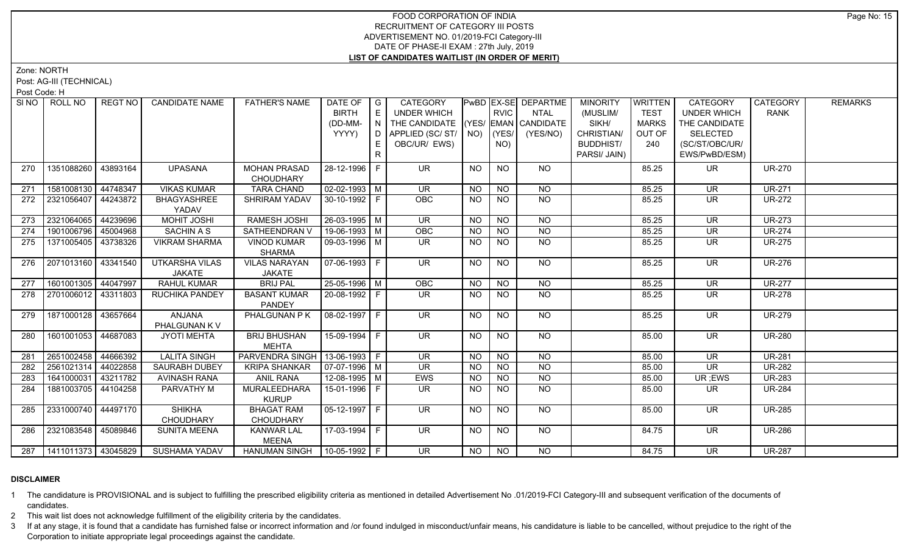# FOOD CORPORATION OF INDIA
## RECRUITMENT OF CATEGORY III POSTS
## ADVERTISEMENT NO. 01/2019-FCI Category-III
## DATE OF PHASE-II EXAM : 27th July, 2019
## LIST OF CANDIDATES WAITLIST (IN ORDER OF MERIT)

Zone: NORTH

Post: AG-III (TECHNICAL)

Post Code: H

| SI NO | ROLL NO | REGT NO | CANDIDATE NAME | FATHER'S NAME | DATE OF BIRTH (DD-MM-YYYY) | GENDER | CATEGORY UNDER WHICH THE CANDIDATE APPLIED (SC/ ST/ OBC/UR/ EWS) | PwBD (YES/ NO) | EX-SERVICEMAN (YES/ NO) | DEPARTMENTAL CANDIDATE (YES/NO) | MINORITY (MUSLIM/ SIKH/ CHRISTIAN/ BUDDHIST/ PARSI/ JAIN) | WRITTEN TEST MARKS OUT OF 240 | CATEGORY UNDER WHICH THE CANDIDATE SELECTED (SC/ST/OBC/UR/ EWS/PwBD/ESM) | CATEGORY RANK | REMARKS |
|---|---|---|---|---|---|---|---|---|---|---|---|---|---|---|---|
| 270 | 1351088260 | 43893164 | UPASANA | MOHAN PRASAD CHOUDHARY | 28-12-1996 | F | UR | NO | NO | NO | | 85.25 | UR | UR-270 | |
| 271 | 1581008130 | 44748347 | VIKAS KUMAR | TARA CHAND | 02-02-1993 | M | UR | NO | NO | NO | | 85.25 | UR | UR-271 | |
| 272 | 2321056407 | 44243872 | BHAGYASHREE YADAV | SHRIRAM YADAV | 30-10-1992 | F | OBC | NO | NO | NO | | 85.25 | UR | UR-272 | |
| 273 | 2321064065 | 44239696 | MOHIT JOSHI | RAMESH JOSHI | 26-03-1995 | M | UR | NO | NO | NO | | 85.25 | UR | UR-273 | |
| 274 | 1901006796 | 45004968 | SACHIN A S | SATHEENDRAN V | 19-06-1993 | M | OBC | NO | NO | NO | | 85.25 | UR | UR-274 | |
| 275 | 1371005405 | 43738326 | VIKRAM SHARMA | VINOD KUMAR SHARMA | 09-03-1996 | M | UR | NO | NO | NO | | 85.25 | UR | UR-275 | |
| 276 | 2071013160 | 43341540 | UTKARSHA VILAS JAKATE | VILAS NARAYAN JAKATE | 07-06-1993 | F | UR | NO | NO | NO | | 85.25 | UR | UR-276 | |
| 277 | 1601001305 | 44047997 | RAHUL KUMAR | BRIJ PAL | 25-05-1996 | M | OBC | NO | NO | NO | | 85.25 | UR | UR-277 | |
| 278 | 2701006012 | 43311803 | RUCHIKA PANDEY | BASANT KUMAR PANDEY | 20-08-1992 | F | UR | NO | NO | NO | | 85.25 | UR | UR-278 | |
| 279 | 1871000128 | 43657664 | ANJANA PHALGUNAN K V | PHALGUNAN P K | 08-02-1997 | F | UR | NO | NO | NO | | 85.25 | UR | UR-279 | |
| 280 | 1601001053 | 44687083 | JYOTI MEHTA | BRIJ BHUSHAN MEHTA | 15-09-1994 | F | UR | NO | NO | NO | | 85.00 | UR | UR-280 | |
| 281 | 2651002458 | 44666392 | LALITA SINGH | PARVENDRA SINGH | 13-06-1993 | F | UR | NO | NO | NO | | 85.00 | UR | UR-281 | |
| 282 | 2561021314 | 44022858 | SAURABH DUBEY | KRIPA SHANKAR | 07-07-1996 | M | UR | NO | NO | NO | | 85.00 | UR | UR-282 | |
| 283 | 1641000031 | 43211782 | AVINASH RANA | ANIL RANA | 12-08-1995 | M | EWS | NO | NO | NO | | 85.00 | UR ;EWS | UR-283 | |
| 284 | 1881003705 | 44104258 | PARVATHY M | MURALEEDHARA KURUP | 15-01-1996 | F | UR | NO | NO | NO | | 85.00 | UR | UR-284 | |
| 285 | 2331000740 | 44497170 | SHIKHA CHOUDHARY | BHAGAT RAM CHOUDHARY | 05-12-1997 | F | UR | NO | NO | NO | | 85.00 | UR | UR-285 | |
| 286 | 2321083548 | 45089846 | SUNITA MEENA | KANWAR LAL MEENA | 17-03-1994 | F | UR | NO | NO | NO | | 84.75 | UR | UR-286 | |
| 287 | 1411011373 | 43045829 | SUSHAMA YADAV | HANUMAN SINGH | 10-05-1992 | F | UR | NO | NO | NO | | 84.75 | UR | UR-287 | |

## DISCLAIMER

1 The candidature is PROVISIONAL and is subject to fulfilling the prescribed eligibility criteria as mentioned in detailed Advertisement No .01/2019-FCI Category-III and subsequent verification of the documents of candidates.

2 This wait list does not acknowledge fulfillment of the eligibility criteria by the candidates.

3 If at any stage, it is found that a candidate has furnished false or incorrect information and /or found indulged in misconduct/unfair means, his candidature is liable to be cancelled, without prejudice to the right of the Corporation to initiate appropriate legal proceedings against the candidate.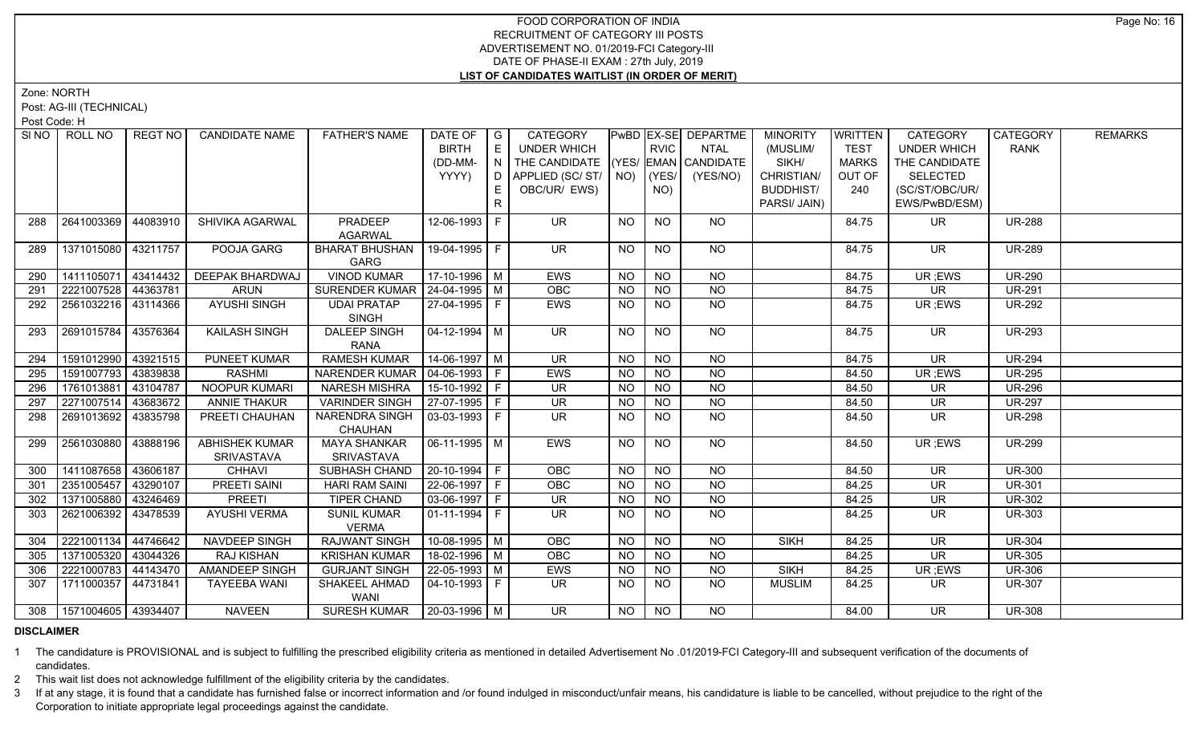# FOOD CORPORATION OF INDIA
## RECRUITMENT OF CATEGORY III POSTS
## ADVERTISEMENT NO. 01/2019-FCI Category-III
## DATE OF PHASE-II EXAM : 27th July, 2019
## LIST OF CANDIDATES WAITLIST (IN ORDER OF MERIT)

Zone: NORTH

Post: AG-III (TECHNICAL)

Post Code: H

| SI NO | ROLL NO | REGT NO | CANDIDATE NAME | FATHER'S NAME | DATE OF BIRTH (DD-MM-YYYY) | GENDER | CATEGORY UNDER WHICH THE CANDIDATE APPLIED (SC/ ST/ OBC/UR/ EWS) | PwBD (YES/ NO) | EX-SERVICEMAN (YES/ NO) | DEPARTMENTAL CANDIDATE (YES/NO) | MINORITY (MUSLIM/ SIKH/ CHRISTIAN/ BUDDHIST/ PARSI/ JAIN) | WRITTEN TEST MARKS OUT OF 240 | CATEGORY UNDER WHICH THE CANDIDATE SELECTED (SC/ST/OBC/UR/ EWS/PwBD/ESM) | CATEGORY RANK | REMARKS |
|---|---|---|---|---|---|---|---|---|---|---|---|---|---|---|---|
| 288 | 2641003369 | 44083910 | SHIVIKA AGARWAL | PRADEEP AGARWAL | 12-06-1993 | F | UR | NO | NO | NO | | 84.75 | UR | UR-288 | |
| 289 | 1371015080 | 43211757 | POOJA GARG | BHARAT BHUSHAN GARG | 19-04-1995 | F | UR | NO | NO | NO | | 84.75 | UR | UR-289 | |
| 290 | 1411105071 | 43414432 | DEEPAK BHARDWAJ | VINOD KUMAR | 17-10-1996 | M | EWS | NO | NO | NO | | 84.75 | UR ;EWS | UR-290 | |
| 291 | 2221007528 | 44363781 | ARUN | SURENDER KUMAR | 24-04-1995 | M | OBC | NO | NO | NO | | 84.75 | UR | UR-291 | |
| 292 | 2561032216 | 43114366 | AYUSHI SINGH | UDAI PRATAP SINGH | 27-04-1995 | F | EWS | NO | NO | NO | | 84.75 | UR ;EWS | UR-292 | |
| 293 | 2691015784 | 43576364 | KAILASH SINGH | DALEEP SINGH RANA | 04-12-1994 | M | UR | NO | NO | NO | | 84.75 | UR | UR-293 | |
| 294 | 1591012990 | 43921515 | PUNEET KUMAR | RAMESH KUMAR | 14-06-1997 | M | UR | NO | NO | NO | | 84.75 | UR | UR-294 | |
| 295 | 1591007793 | 43839838 | RASHMI | NARENDER KUMAR | 04-06-1993 | F | EWS | NO | NO | NO | | 84.50 | UR ;EWS | UR-295 | |
| 296 | 1761013881 | 43104787 | NOOPUR KUMARI | NARESH MISHRA | 15-10-1992 | F | UR | NO | NO | NO | | 84.50 | UR | UR-296 | |
| 297 | 2271007514 | 43683672 | ANNIE THAKUR | VARINDER SINGH | 27-07-1995 | F | UR | NO | NO | NO | | 84.50 | UR | UR-297 | |
| 298 | 2691013692 | 43835798 | PREETI CHAUHAN | NARENDRA SINGH CHAUHAN | 03-03-1993 | F | UR | NO | NO | NO | | 84.50 | UR | UR-298 | |
| 299 | 2561030880 | 43888196 | ABHISHEK KUMAR SRIVASTAVA | MAYA SHANKAR SRIVASTAVA | 06-11-1995 | M | EWS | NO | NO | NO | | 84.50 | UR ;EWS | UR-299 | |
| 300 | 1411087658 | 43606187 | CHHAVI | SUBHASH CHAND | 20-10-1994 | F | OBC | NO | NO | NO | | 84.50 | UR | UR-300 | |
| 301 | 2351005457 | 43290107 | PREETI SAINI | HARI RAM SAINI | 22-06-1997 | F | OBC | NO | NO | NO | | 84.25 | UR | UR-301 | |
| 302 | 1371005880 | 43246469 | PREETI | TIPER CHAND | 03-06-1997 | F | UR | NO | NO | NO | | 84.25 | UR | UR-302 | |
| 303 | 2621006392 | 43478539 | AYUSHI VERMA | SUNIL KUMAR VERMA | 01-11-1994 | F | UR | NO | NO | NO | | 84.25 | UR | UR-303 | |
| 304 | 2221001134 | 44746642 | NAVDEEP SINGH | RAJWANT SINGH | 10-08-1995 | M | OBC | NO | NO | NO | SIKH | 84.25 | UR | UR-304 | |
| 305 | 1371005320 | 43044326 | RAJ KISHAN | KRISHAN KUMAR | 18-02-1996 | M | OBC | NO | NO | NO | | 84.25 | UR | UR-305 | |
| 306 | 2221000783 | 44143470 | AMANDEEP SINGH | GURJANT SINGH | 22-05-1993 | M | EWS | NO | NO | NO | SIKH | 84.25 | UR ;EWS | UR-306 | |
| 307 | 1711000357 | 44731841 | TAYEEBA WANI | SHAKEEL AHMAD WANI | 04-10-1993 | F | UR | NO | NO | NO | MUSLIM | 84.25 | UR | UR-307 | |
| 308 | 1571004605 | 43934407 | NAVEEN | SURESH KUMAR | 20-03-1996 | M | UR | NO | NO | NO | | 84.00 | UR | UR-308 | |

**DISCLAIMER**

1 The candidature is PROVISIONAL and is subject to fulfilling the prescribed eligibility criteria as mentioned in detailed Advertisement No .01/2019-FCI Category-III and subsequent verification of the documents of candidates.

2 This wait list does not acknowledge fulfillment of the eligibility criteria by the candidates.

3 If at any stage, it is found that a candidate has furnished false or incorrect information and /or found indulged in misconduct/unfair means, his candidature is liable to be cancelled, without prejudice to the right of the Corporation to initiate appropriate legal proceedings against the candidate.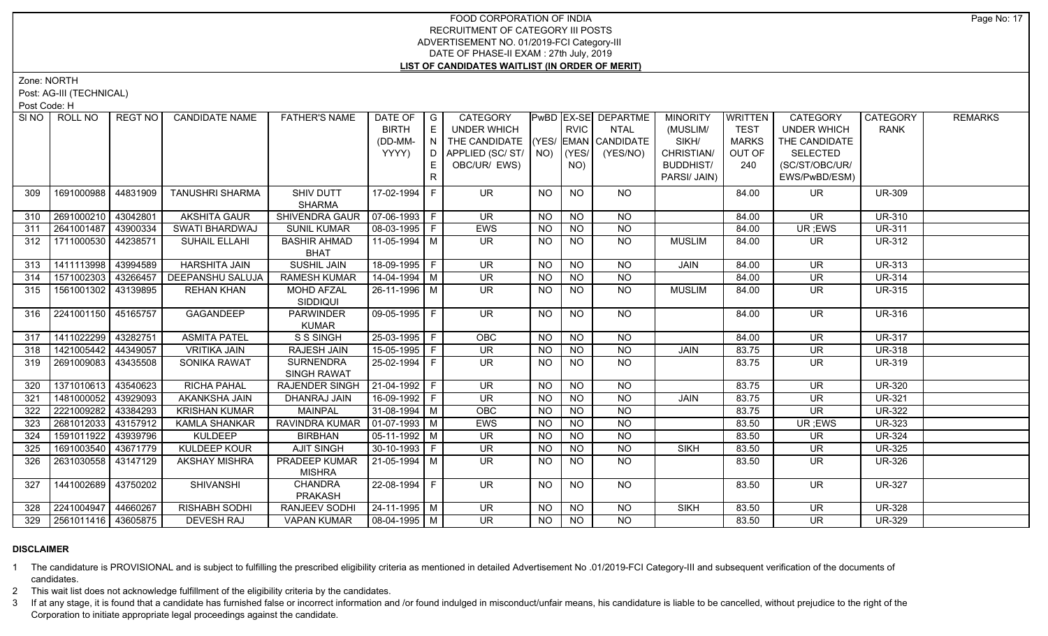# FOOD CORPORATION OF INDIA
## RECRUITMENT OF CATEGORY III POSTS
## ADVERTISEMENT NO. 01/2019-FCI Category-III
## DATE OF PHASE-II EXAM : 27th July, 2019
## LIST OF CANDIDATES WAITLIST (IN ORDER OF MERIT)

Zone: NORTH

Post: AG-III (TECHNICAL)

Post Code: H

| SI NO | ROLL NO | REGT NO | CANDIDATE NAME | FATHER'S NAME | DATE OF BIRTH (DD-MM-YYYY) | GENDER | CATEGORY UNDER WHICH THE CANDIDATE APPLIED (SC/ST/OBC/UR/EWS) | PwBD (YES/NO) | EX-SERVICEMAN (YES/NO) | DEPARTMENTAL CANDIDATE (YES/NO) | MINORITY (MUSLIM/SIKH/CHRISTIAN/BUDDHIST/PARSI/JAIN) | WRITTEN TEST MARKS OUT OF 240 | CATEGORY UNDER WHICH THE CANDIDATE SELECTED (SC/ST/OBC/UR/EWS/PwBD/ESM) | CATEGORY RANK | REMARKS |
|---|---|---|---|---|---|---|---|---|---|---|---|---|---|---|---|
| 309 | 1691000988 | 44831909 | TANUSHRI SHARMA | SHIV DUTT SHARMA | 17-02-1994 | F | UR | NO | NO | NO | | 84.00 | UR | UR-309 | |
| 310 | 2691000210 | 43042801 | AKSHITA GAUR | SHIVENDRA GAUR | 07-06-1993 | F | UR | NO | NO | NO | | 84.00 | UR | UR-310 | |
| 311 | 2641001487 | 43900334 | SWATI BHARDWAJ | SUNIL KUMAR | 08-03-1995 | F | EWS | NO | NO | NO | | 84.00 | UR ;EWS | UR-311 | |
| 312 | 1711000530 | 44238571 | SUHAIL ELLAHI | BASHIR AHMAD BHAT | 11-05-1994 | M | UR | NO | NO | NO | MUSLIM | 84.00 | UR | UR-312 | |
| 313 | 1411113998 | 43994589 | HARSHITA JAIN | SUSHIL JAIN | 18-09-1995 | F | UR | NO | NO | NO | JAIN | 84.00 | UR | UR-313 | |
| 314 | 1571002303 | 43266457 | DEEPANSHU SALUJA | RAMESH KUMAR | 14-04-1994 | M | UR | NO | NO | NO | | 84.00 | UR | UR-314 | |
| 315 | 1561001302 | 43139895 | REHAN KHAN | MOHD AFZAL SIDDIQUI | 26-11-1996 | M | UR | NO | NO | NO | MUSLIM | 84.00 | UR | UR-315 | |
| 316 | 2241001150 | 45165757 | GAGANDEEP | PARWINDER KUMAR | 09-05-1995 | F | UR | NO | NO | NO | | 84.00 | UR | UR-316 | |
| 317 | 1411022299 | 43282751 | ASMITA PATEL | S S SINGH | 25-03-1995 | F | OBC | NO | NO | NO | | 84.00 | UR | UR-317 | |
| 318 | 1421005442 | 44349057 | VRITIKA JAIN | RAJESH JAIN | 15-05-1995 | F | UR | NO | NO | NO | JAIN | 83.75 | UR | UR-318 | |
| 319 | 2691009083 | 43435508 | SONIKA RAWAT | SURNENDRA SINGH RAWAT | 25-02-1994 | F | UR | NO | NO | NO | | 83.75 | UR | UR-319 | |
| 320 | 1371010613 | 43540623 | RICHA PAHAL | RAJENDER SINGH | 21-04-1992 | F | UR | NO | NO | NO | | 83.75 | UR | UR-320 | |
| 321 | 1481000052 | 43929093 | AKANKSHA JAIN | DHANRAJ JAIN | 16-09-1992 | F | UR | NO | NO | NO | JAIN | 83.75 | UR | UR-321 | |
| 322 | 2221009282 | 43384293 | KRISHAN KUMAR | MAINPAL | 31-08-1994 | M | OBC | NO | NO | NO | | 83.75 | UR | UR-322 | |
| 323 | 2681012033 | 43157912 | KAMLA SHANKAR | RAVINDRA KUMAR | 01-07-1993 | M | EWS | NO | NO | NO | | 83.50 | UR ;EWS | UR-323 | |
| 324 | 1591011922 | 43939796 | KULDEEP | BIRBHAN | 05-11-1992 | M | UR | NO | NO | NO | | 83.50 | UR | UR-324 | |
| 325 | 1691003540 | 43671779 | KULDEEP KOUR | AJIT SINGH | 30-10-1993 | F | UR | NO | NO | NO | SIKH | 83.50 | UR | UR-325 | |
| 326 | 2631030558 | 43147129 | AKSHAY MISHRA | PRADEEP KUMAR MISHRA | 21-05-1994 | M | UR | NO | NO | NO | | 83.50 | UR | UR-326 | |
| 327 | 1441002689 | 43750202 | SHIVANSHI | CHANDRA PRAKASH | 22-08-1994 | F | UR | NO | NO | NO | | 83.50 | UR | UR-327 | |
| 328 | 2241004947 | 44660267 | RISHABH SODHI | RANJEEV SODHI | 24-11-1995 | M | UR | NO | NO | NO | SIKH | 83.50 | UR | UR-328 | |
| 329 | 2561011416 | 43605875 | DEVESH RAJ | VAPAN KUMAR | 08-04-1995 | M | UR | NO | NO | NO | | 83.50 | UR | UR-329 | |

### DISCLAIMER

1. The candidature is PROVISIONAL and is subject to fulfilling the prescribed eligibility criteria as mentioned in detailed Advertisement No .01/2019-FCI Category-III and subsequent verification of the documents of candidates.
2. This wait list does not acknowledge fulfillment of the eligibility criteria by the candidates.
3. If at any stage, it is found that a candidate has furnished false or incorrect information and /or found indulged in misconduct/unfair means, his candidature is liable to be cancelled, without prejudice to the right of the Corporation to initiate appropriate legal proceedings against the candidate.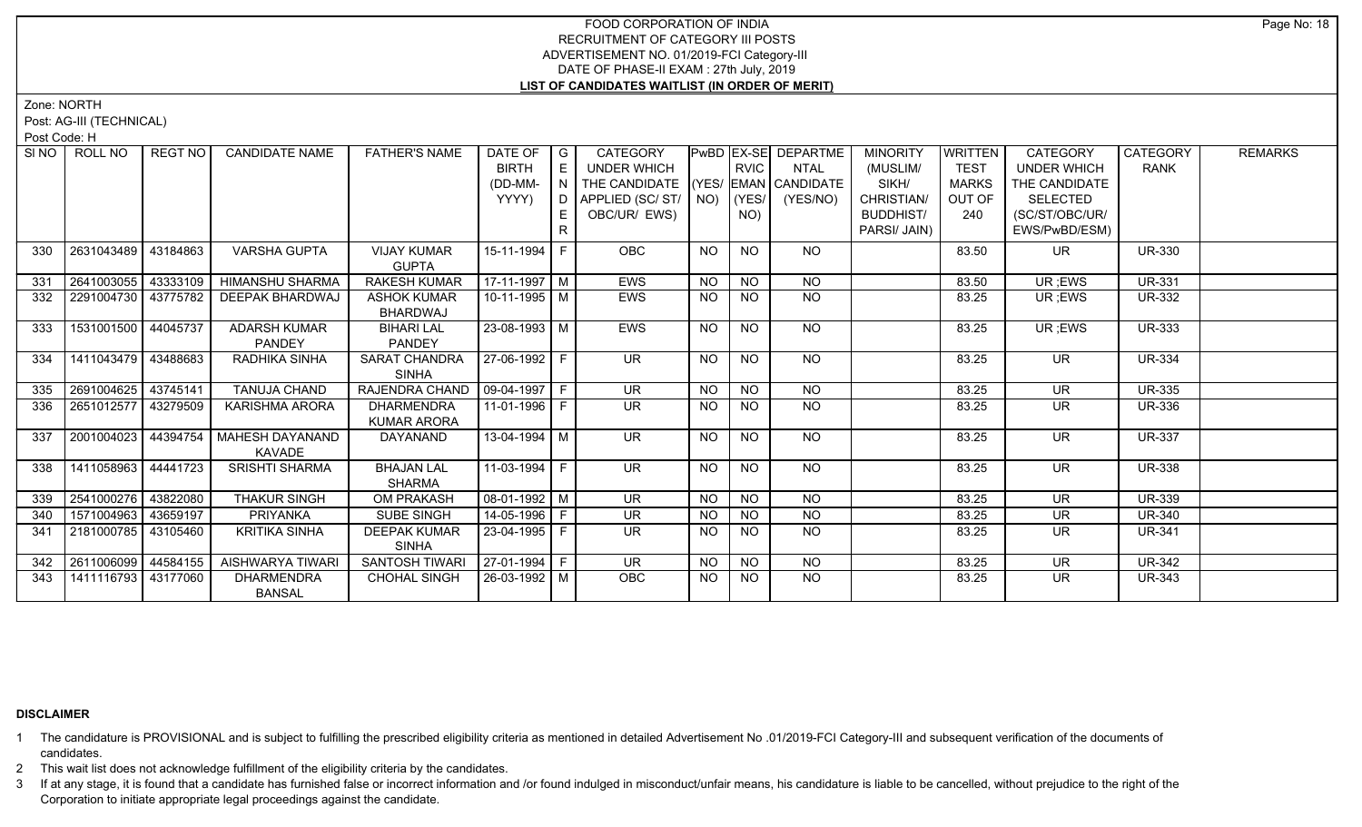# FOOD CORPORATION OF INDIA
## RECRUITMENT OF CATEGORY III POSTS
## ADVERTISEMENT NO. 01/2019-FCI Category-III
## DATE OF PHASE-II EXAM : 27th July, 2019
## LIST OF CANDIDATES WAITLIST (IN ORDER OF MERIT)

Zone: NORTH

Post: AG-III (TECHNICAL)

Post Code: H

| SI NO | ROLL NO | REGT NO | CANDIDATE NAME | FATHER'S NAME | DATE OF BIRTH (DD-MM-YYYY) | GENDER | CATEGORY UNDER WHICH THE CANDIDATE APPLIED (SC/ ST/ OBC/UR/ EWS) | PwBD (YES/ NO) | EX-SERVICEMAN (YES/ NO) | DEPARTMENTAL CANDIDATE (YES/NO) | MINORITY (MUSLIM/ SIKH/ CHRISTIAN/ BUDDHIST/ PARSI/ JAIN) | WRITTEN TEST MARKS OUT OF 240 | CATEGORY UNDER WHICH THE CANDIDATE SELECTED (SC/ST/OBC/UR/ EWS/PwBD/ESM) | CATEGORY RANK | REMARKS |
|---|---|---|---|---|---|---|---|---|---|---|---|---|---|---|---|
| 330 | 2631043489 | 43184863 | VARSHA GUPTA | VIJAY KUMAR GUPTA | 15-11-1994 | F | OBC | NO | NO | NO | | 83.50 | UR | UR-330 | |
| 331 | 2641003055 | 43333109 | HIMANSHU SHARMA | RAKESH KUMAR | 17-11-1997 | M | EWS | NO | NO | NO | | 83.50 | UR ;EWS | UR-331 | |
| 332 | 2291004730 | 43775782 | DEEPAK BHARDWAJ | ASHOK KUMAR BHARDWAJ | 10-11-1995 | M | EWS | NO | NO | NO | | 83.25 | UR ;EWS | UR-332 | |
| 333 | 1531001500 | 44045737 | ADARSH KUMAR PANDEY | BIHARI LAL PANDEY | 23-08-1993 | M | EWS | NO | NO | NO | | 83.25 | UR ;EWS | UR-333 | |
| 334 | 1411043479 | 43488683 | RADHIKA SINHA | SARAT CHANDRA SINHA | 27-06-1992 | F | UR | NO | NO | NO | | 83.25 | UR | UR-334 | |
| 335 | 2691004625 | 43745141 | TANUJA CHAND | RAJENDRA CHAND | 09-04-1997 | F | UR | NO | NO | NO | | 83.25 | UR | UR-335 | |
| 336 | 2651012577 | 43279509 | KARISHMA ARORA | DHARMENDRA KUMAR ARORA | 11-01-1996 | F | UR | NO | NO | NO | | 83.25 | UR | UR-336 | |
| 337 | 2001004023 | 44394754 | MAHESH DAYANAND KAVADE | DAYANAND | 13-04-1994 | M | UR | NO | NO | NO | | 83.25 | UR | UR-337 | |
| 338 | 1411058963 | 44441723 | SRISHTI SHARMA | BHAJAN LAL SHARMA | 11-03-1994 | F | UR | NO | NO | NO | | 83.25 | UR | UR-338 | |
| 339 | 2541000276 | 43822080 | THAKUR SINGH | OM PRAKASH | 08-01-1992 | M | UR | NO | NO | NO | | 83.25 | UR | UR-339 | |
| 340 | 1571004963 | 43659197 | PRIYANKA | SUBE SINGH | 14-05-1996 | F | UR | NO | NO | NO | | 83.25 | UR | UR-340 | |
| 341 | 2181000785 | 43105460 | KRITIKA SINHA | DEEPAK KUMAR SINHA | 23-04-1995 | F | UR | NO | NO | NO | | 83.25 | UR | UR-341 | |
| 342 | 2611006099 | 44584155 | AISHWARYA TIWARI | SANTOSH TIWARI | 27-01-1994 | F | UR | NO | NO | NO | | 83.25 | UR | UR-342 | |
| 343 | 1411116793 | 43177060 | DHARMENDRA BANSAL | CHOHAL SINGH | 26-03-1992 | M | OBC | NO | NO | NO | | 83.25 | UR | UR-343 | |

### DISCLAIMER

1 The candidature is PROVISIONAL and is subject to fulfilling the prescribed eligibility criteria as mentioned in detailed Advertisement No .01/2019-FCI Category-III and subsequent verification of the documents of candidates.

2 This wait list does not acknowledge fulfillment of the eligibility criteria by the candidates.

3 If at any stage, it is found that a candidate has furnished false or incorrect information and /or found indulged in misconduct/unfair means, his candidature is liable to be cancelled, without prejudice to the right of the Corporation to initiate appropriate legal proceedings against the candidate.